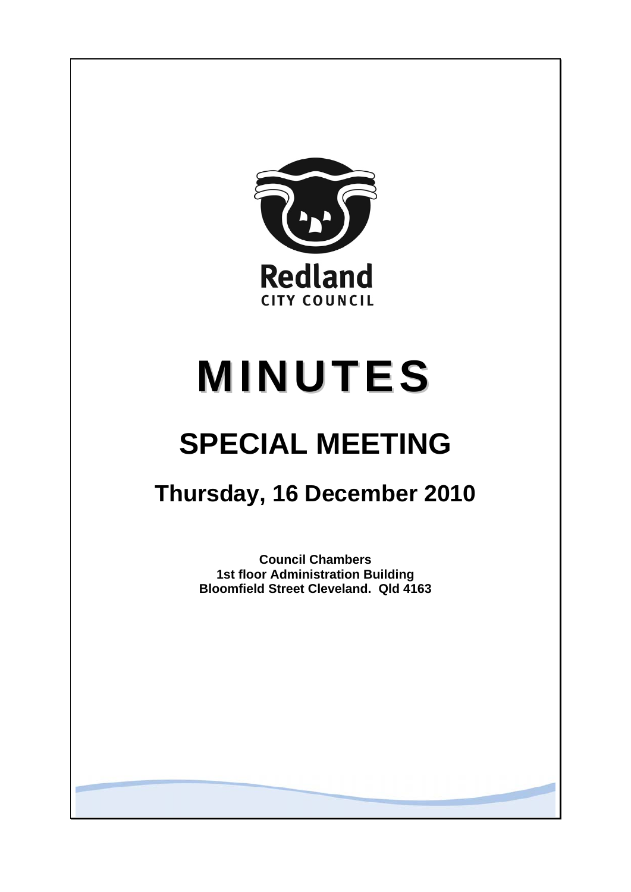Redland

CITY COUNCIL

# MINUTES

# SPECIAL MEETING

## Thursday, 16 December 2010

**Council Chambers**
**1st floor Administration Building**
**Bloomfield Street Cleveland. Qld 4163**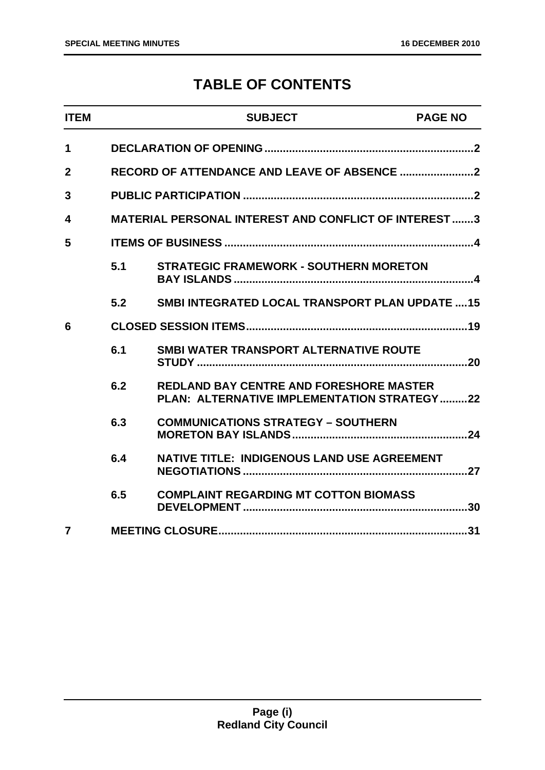# TABLE OF CONTENTS

| ITEM | | SUBJECT | PAGE NO |
|---|---|---|---|
| 1 | | DECLARATION OF OPENING | 2 |
| 2 | | RECORD OF ATTENDANCE AND LEAVE OF ABSENCE | 2 |
| 3 | | PUBLIC PARTICIPATION | 2 |
| 4 | | MATERIAL PERSONAL INTEREST AND CONFLICT OF INTEREST | 3 |
| 5 | | ITEMS OF BUSINESS | 4 |
| | 5.1 | STRATEGIC FRAMEWORK - SOUTHERN MORETON BAY ISLANDS | 4 |
| | 5.2 | SMBI INTEGRATED LOCAL TRANSPORT PLAN UPDATE | 15 |
| 6 | | CLOSED SESSION ITEMS | 19 |
| | 6.1 | SMBI WATER TRANSPORT ALTERNATIVE ROUTE STUDY | 20 |
| | 6.2 | REDLAND BAY CENTRE AND FORESHORE MASTER PLAN: ALTERNATIVE IMPLEMENTATION STRATEGY | 22 |
| | 6.3 | COMMUNICATIONS STRATEGY – SOUTHERN MORETON BAY ISLANDS | 24 |
| | 6.4 | NATIVE TITLE: INDIGENOUS LAND USE AGREEMENT NEGOTIATIONS | 27 |
| | 6.5 | COMPLAINT REGARDING MT COTTON BIOMASS DEVELOPMENT | 30 |
| 7 | | MEETING CLOSURE | 31 |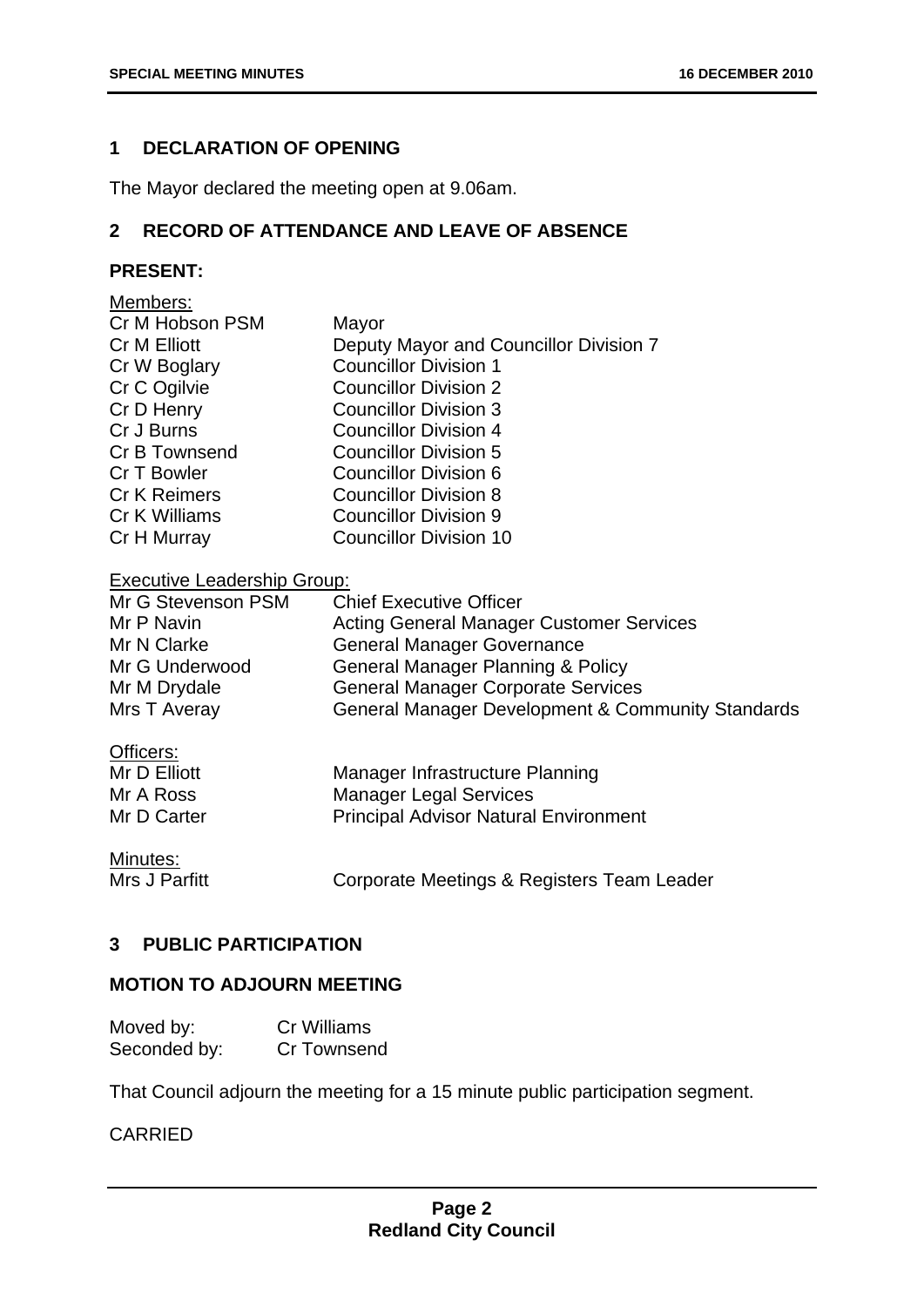## 1 DECLARATION OF OPENING

The Mayor declared the meeting open at 9.06am.

## 2 RECORD OF ATTENDANCE AND LEAVE OF ABSENCE

### PRESENT:

Members:

| | |
|---|---|
| Cr M Hobson PSM | Mayor |
| Cr M Elliott | Deputy Mayor and Councillor Division 7 |
| Cr W Boglary | Councillor Division 1 |
| Cr C Ogilvie | Councillor Division 2 |
| Cr D Henry | Councillor Division 3 |
| Cr J Burns | Councillor Division 4 |
| Cr B Townsend | Councillor Division 5 |
| Cr T Bowler | Councillor Division 6 |
| Cr K Reimers | Councillor Division 8 |
| Cr K Williams | Councillor Division 9 |
| Cr H Murray | Councillor Division 10 |

Executive Leadership Group:

| | |
|---|---|
| Mr G Stevenson PSM | Chief Executive Officer |
| Mr P Navin | Acting General Manager Customer Services |
| Mr N Clarke | General Manager Governance |
| Mr G Underwood | General Manager Planning & Policy |
| Mr M Drydale | General Manager Corporate Services |
| Mrs T Averay | General Manager Development & Community Standards |

Officers:

| | |
|---|---|
| Mr D Elliott | Manager Infrastructure Planning |
| Mr A Ross | Manager Legal Services |
| Mr D Carter | Principal Advisor Natural Environment |

Minutes:

| | |
|---|---|
| Mrs J Parfitt | Corporate Meetings & Registers Team Leader |

## 3 PUBLIC PARTICIPATION

### MOTION TO ADJOURN MEETING

Moved by: Cr Williams
Seconded by: Cr Townsend

That Council adjourn the meeting for a 15 minute public participation segment.

CARRIED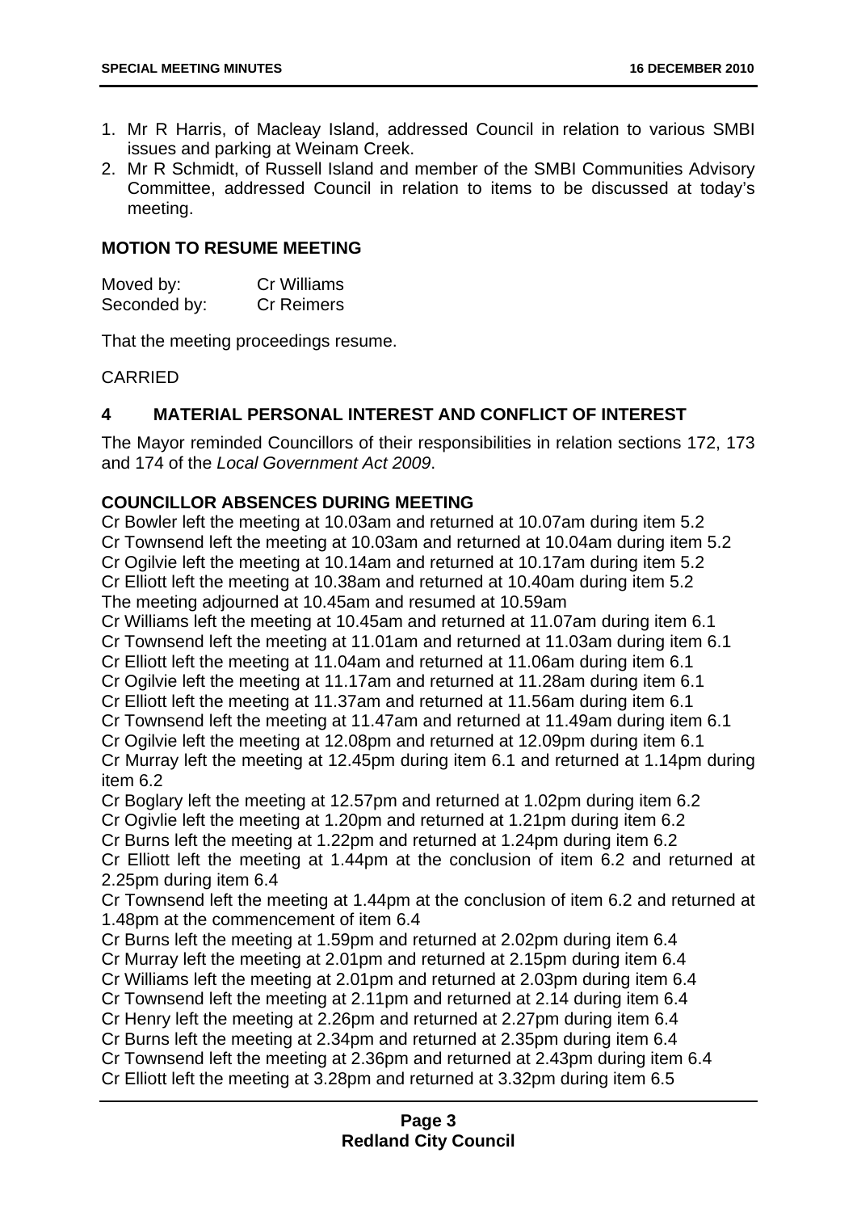1. Mr R Harris, of Macleay Island, addressed Council in relation to various SMBI issues and parking at Weinam Creek.
2. Mr R Schmidt, of Russell Island and member of the SMBI Communities Advisory Committee, addressed Council in relation to items to be discussed at today's meeting.

**MOTION TO RESUME MEETING**

| Moved by: | Cr Williams |
|---|---|
| Seconded by: | Cr Reimers |

That the meeting proceedings resume.

CARRIED

## 4 MATERIAL PERSONAL INTEREST AND CONFLICT OF INTEREST

The Mayor reminded Councillors of their responsibilities in relation sections 172, 173 and 174 of the *Local Government Act 2009*.

**COUNCILLOR ABSENCES DURING MEETING**

Cr Bowler left the meeting at 10.03am and returned at 10.07am during item 5.2
Cr Townsend left the meeting at 10.03am and returned at 10.04am during item 5.2
Cr Ogilvie left the meeting at 10.14am and returned at 10.17am during item 5.2
Cr Elliott left the meeting at 10.38am and returned at 10.40am during item 5.2
The meeting adjourned at 10.45am and resumed at 10.59am
Cr Williams left the meeting at 10.45am and returned at 11.07am during item 6.1
Cr Townsend left the meeting at 11.01am and returned at 11.03am during item 6.1
Cr Elliott left the meeting at 11.04am and returned at 11.06am during item 6.1
Cr Ogilvie left the meeting at 11.17am and returned at 11.28am during item 6.1
Cr Elliott left the meeting at 11.37am and returned at 11.56am during item 6.1
Cr Townsend left the meeting at 11.47am and returned at 11.49am during item 6.1
Cr Ogilvie left the meeting at 12.08pm and returned at 12.09pm during item 6.1
Cr Murray left the meeting at 12.45pm during item 6.1 and returned at 1.14pm during item 6.2
Cr Boglary left the meeting at 12.57pm and returned at 1.02pm during item 6.2
Cr Ogivlie left the meeting at 1.20pm and returned at 1.21pm during item 6.2
Cr Burns left the meeting at 1.22pm and returned at 1.24pm during item 6.2
Cr Elliott left the meeting at 1.44pm at the conclusion of item 6.2 and returned at 2.25pm during item 6.4
Cr Townsend left the meeting at 1.44pm at the conclusion of item 6.2 and returned at 1.48pm at the commencement of item 6.4
Cr Burns left the meeting at 1.59pm and returned at 2.02pm during item 6.4
Cr Murray left the meeting at 2.01pm and returned at 2.15pm during item 6.4
Cr Williams left the meeting at 2.01pm and returned at 2.03pm during item 6.4
Cr Townsend left the meeting at 2.11pm and returned at 2.14 during item 6.4
Cr Henry left the meeting at 2.26pm and returned at 2.27pm during item 6.4
Cr Burns left the meeting at 2.34pm and returned at 2.35pm during item 6.4
Cr Townsend left the meeting at 2.36pm and returned at 2.43pm during item 6.4
Cr Elliott left the meeting at 3.28pm and returned at 3.32pm during item 6.5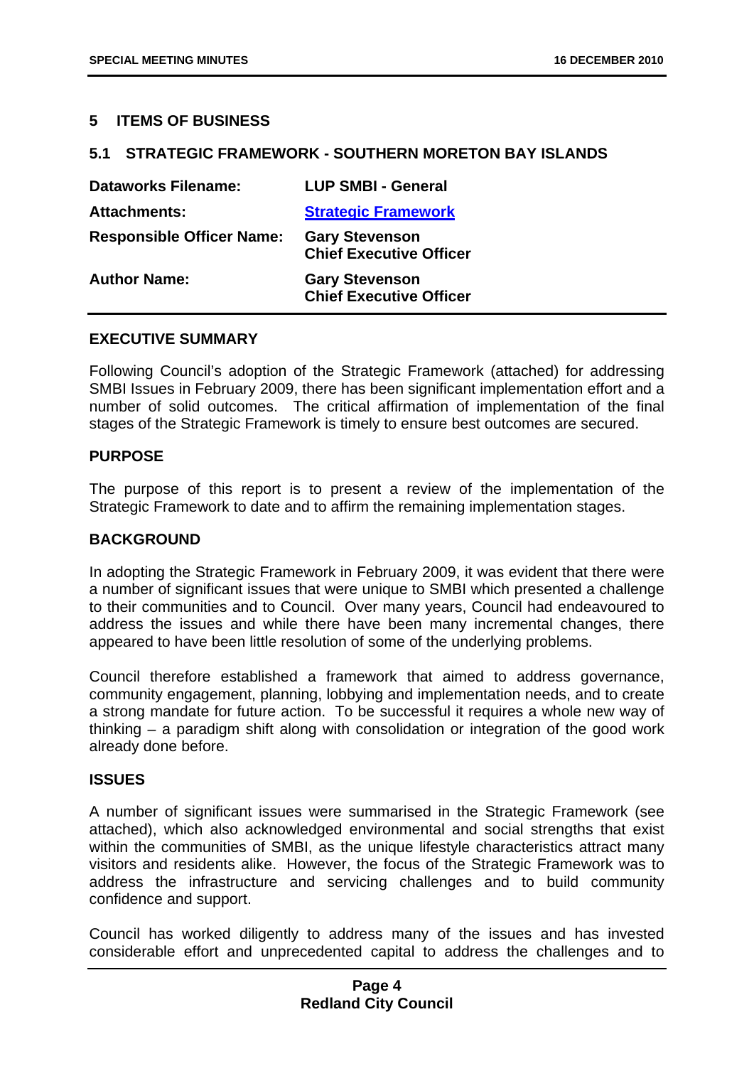## 5 ITEMS OF BUSINESS

### 5.1 STRATEGIC FRAMEWORK - SOUTHERN MORETON BAY ISLANDS

| | |
|---|---|
| **Dataworks Filename:** | **LUP SMBI - General** |
| **Attachments:** | **Strategic Framework** |
| **Responsible Officer Name:** | **Gary Stevenson**<br>**Chief Executive Officer** |
| **Author Name:** | **Gary Stevenson**<br>**Chief Executive Officer** |

#### EXECUTIVE SUMMARY

Following Council's adoption of the Strategic Framework (attached) for addressing SMBI Issues in February 2009, there has been significant implementation effort and a number of solid outcomes. The critical affirmation of implementation of the final stages of the Strategic Framework is timely to ensure best outcomes are secured.

#### PURPOSE

The purpose of this report is to present a review of the implementation of the Strategic Framework to date and to affirm the remaining implementation stages.

#### BACKGROUND

In adopting the Strategic Framework in February 2009, it was evident that there were a number of significant issues that were unique to SMBI which presented a challenge to their communities and to Council. Over many years, Council had endeavoured to address the issues and while there have been many incremental changes, there appeared to have been little resolution of some of the underlying problems.

Council therefore established a framework that aimed to address governance, community engagement, planning, lobbying and implementation needs, and to create a strong mandate for future action. To be successful it requires a whole new way of thinking – a paradigm shift along with consolidation or integration of the good work already done before.

#### ISSUES

A number of significant issues were summarised in the Strategic Framework (see attached), which also acknowledged environmental and social strengths that exist within the communities of SMBI, as the unique lifestyle characteristics attract many visitors and residents alike. However, the focus of the Strategic Framework was to address the infrastructure and servicing challenges and to build community confidence and support.

Council has worked diligently to address many of the issues and has invested considerable effort and unprecedented capital to address the challenges and to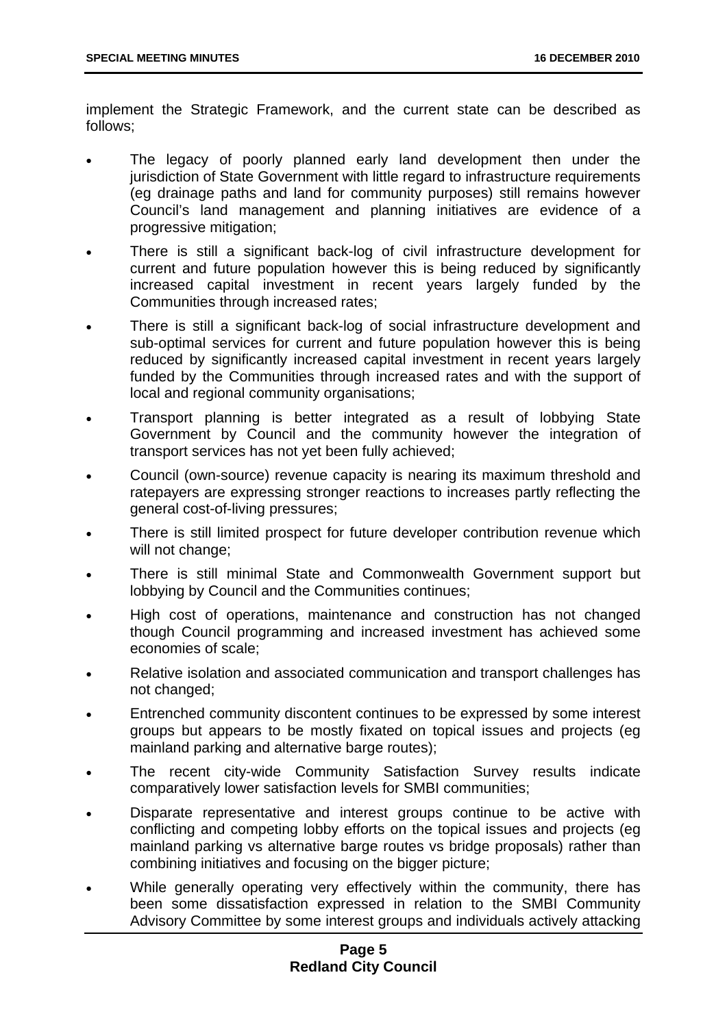implement the Strategic Framework, and the current state can be described as follows;

- The legacy of poorly planned early land development then under the jurisdiction of State Government with little regard to infrastructure requirements (eg drainage paths and land for community purposes) still remains however Council's land management and planning initiatives are evidence of a progressive mitigation;
- There is still a significant back-log of civil infrastructure development for current and future population however this is being reduced by significantly increased capital investment in recent years largely funded by the Communities through increased rates;
- There is still a significant back-log of social infrastructure development and sub-optimal services for current and future population however this is being reduced by significantly increased capital investment in recent years largely funded by the Communities through increased rates and with the support of local and regional community organisations;
- Transport planning is better integrated as a result of lobbying State Government by Council and the community however the integration of transport services has not yet been fully achieved;
- Council (own-source) revenue capacity is nearing its maximum threshold and ratepayers are expressing stronger reactions to increases partly reflecting the general cost-of-living pressures;
- There is still limited prospect for future developer contribution revenue which will not change;
- There is still minimal State and Commonwealth Government support but lobbying by Council and the Communities continues;
- High cost of operations, maintenance and construction has not changed though Council programming and increased investment has achieved some economies of scale;
- Relative isolation and associated communication and transport challenges has not changed;
- Entrenched community discontent continues to be expressed by some interest groups but appears to be mostly fixated on topical issues and projects (eg mainland parking and alternative barge routes);
- The recent city-wide Community Satisfaction Survey results indicate comparatively lower satisfaction levels for SMBI communities;
- Disparate representative and interest groups continue to be active with conflicting and competing lobby efforts on the topical issues and projects (eg mainland parking vs alternative barge routes vs bridge proposals) rather than combining initiatives and focusing on the bigger picture;
- While generally operating very effectively within the community, there has been some dissatisfaction expressed in relation to the SMBI Community Advisory Committee by some interest groups and individuals actively attacking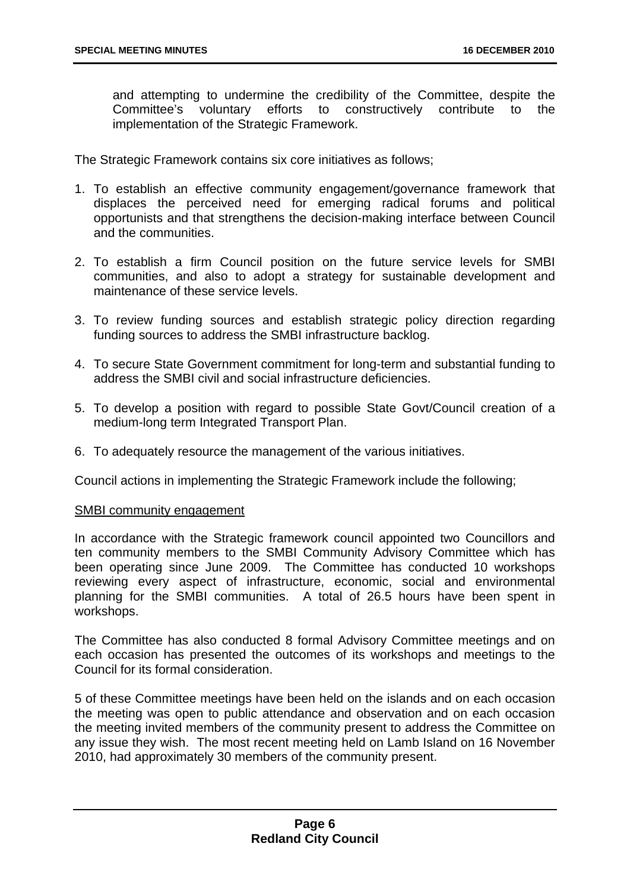and attempting to undermine the credibility of the Committee, despite the Committee's voluntary efforts to constructively contribute to the implementation of the Strategic Framework.

The Strategic Framework contains six core initiatives as follows;

1. To establish an effective community engagement/governance framework that displaces the perceived need for emerging radical forums and political opportunists and that strengthens the decision-making interface between Council and the communities.

2. To establish a firm Council position on the future service levels for SMBI communities, and also to adopt a strategy for sustainable development and maintenance of these service levels.

3. To review funding sources and establish strategic policy direction regarding funding sources to address the SMBI infrastructure backlog.

4. To secure State Government commitment for long-term and substantial funding to address the SMBI civil and social infrastructure deficiencies.

5. To develop a position with regard to possible State Govt/Council creation of a medium-long term Integrated Transport Plan.

6. To adequately resource the management of the various initiatives.

Council actions in implementing the Strategic Framework include the following;

<u>SMBI community engagement</u>

In accordance with the Strategic framework council appointed two Councillors and ten community members to the SMBI Community Advisory Committee which has been operating since June 2009. The Committee has conducted 10 workshops reviewing every aspect of infrastructure, economic, social and environmental planning for the SMBI communities. A total of 26.5 hours have been spent in workshops.

The Committee has also conducted 8 formal Advisory Committee meetings and on each occasion has presented the outcomes of its workshops and meetings to the Council for its formal consideration.

5 of these Committee meetings have been held on the islands and on each occasion the meeting was open to public attendance and observation and on each occasion the meeting invited members of the community present to address the Committee on any issue they wish. The most recent meeting held on Lamb Island on 16 November 2010, had approximately 30 members of the community present.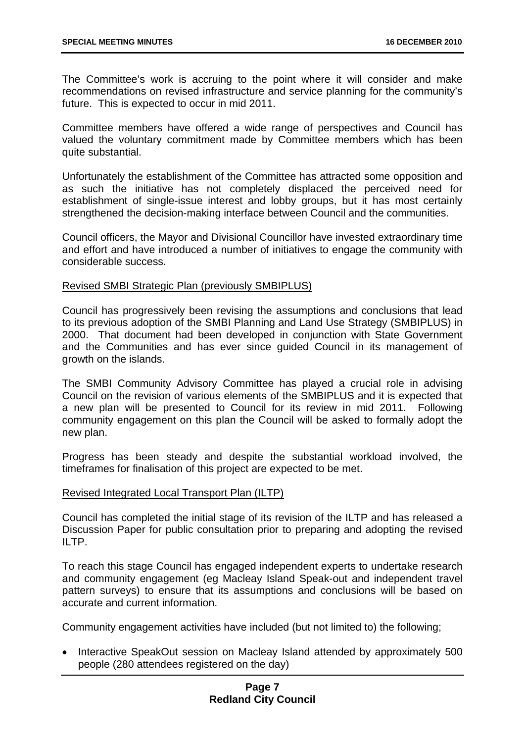The Committee's work is accruing to the point where it will consider and make recommendations on revised infrastructure and service planning for the community's future. This is expected to occur in mid 2011.

Committee members have offered a wide range of perspectives and Council has valued the voluntary commitment made by Committee members which has been quite substantial.

Unfortunately the establishment of the Committee has attracted some opposition and as such the initiative has not completely displaced the perceived need for establishment of single-issue interest and lobby groups, but it has most certainly strengthened the decision-making interface between Council and the communities.

Council officers, the Mayor and Divisional Councillor have invested extraordinary time and effort and have introduced a number of initiatives to engage the community with considerable success.

<u>Revised SMBI Strategic Plan (previously SMBIPLUS)</u>

Council has progressively been revising the assumptions and conclusions that lead to its previous adoption of the SMBI Planning and Land Use Strategy (SMBIPLUS) in 2000. That document had been developed in conjunction with State Government and the Communities and has ever since guided Council in its management of growth on the islands.

The SMBI Community Advisory Committee has played a crucial role in advising Council on the revision of various elements of the SMBIPLUS and it is expected that a new plan will be presented to Council for its review in mid 2011. Following community engagement on this plan the Council will be asked to formally adopt the new plan.

Progress has been steady and despite the substantial workload involved, the timeframes for finalisation of this project are expected to be met.

<u>Revised Integrated Local Transport Plan (ILTP)</u>

Council has completed the initial stage of its revision of the ILTP and has released a Discussion Paper for public consultation prior to preparing and adopting the revised ILTP.

To reach this stage Council has engaged independent experts to undertake research and community engagement (eg Macleay Island Speak-out and independent travel pattern surveys) to ensure that its assumptions and conclusions will be based on accurate and current information.

Community engagement activities have included (but not limited to) the following;

- Interactive SpeakOut session on Macleay Island attended by approximately 500 people (280 attendees registered on the day)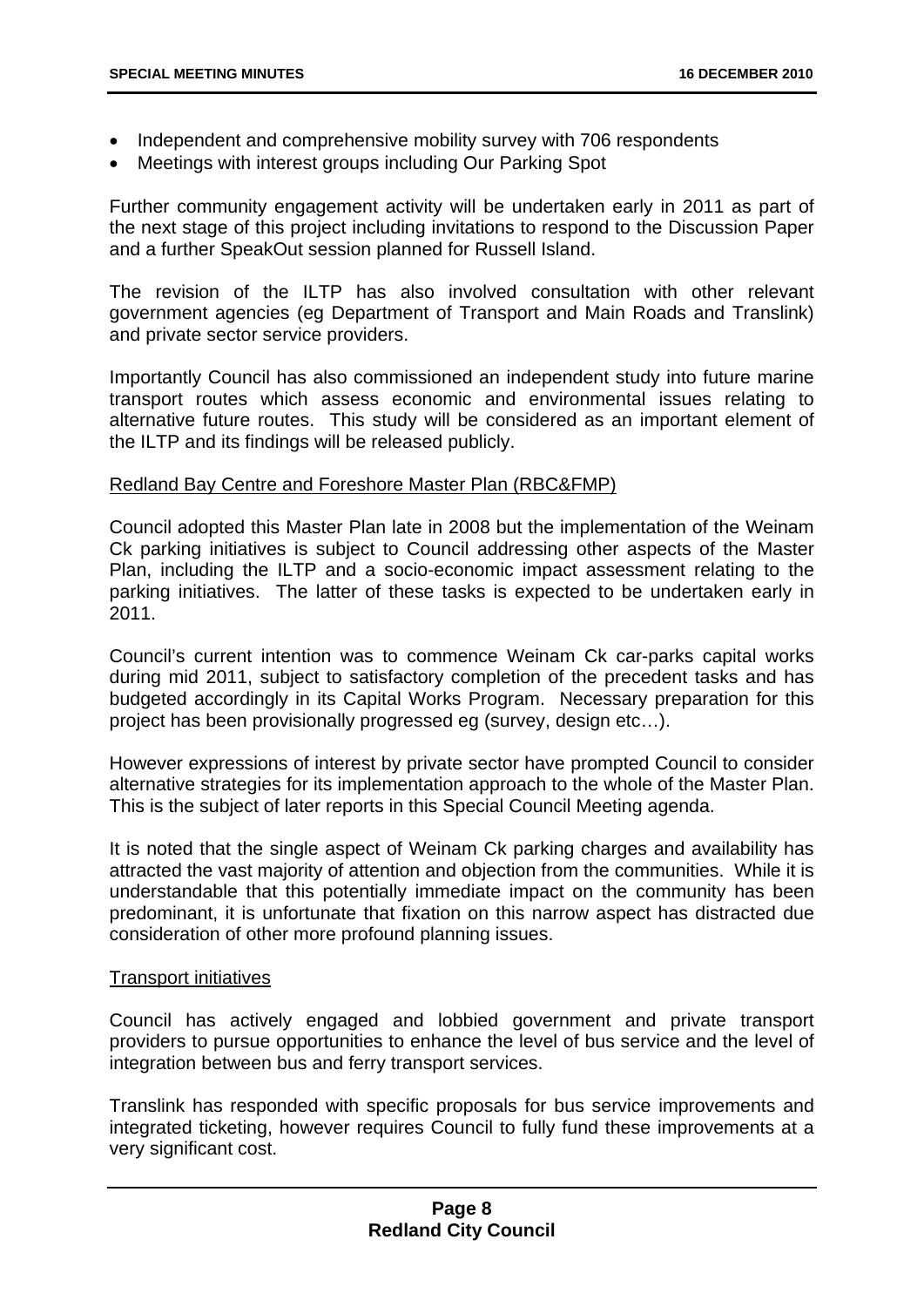- Independent and comprehensive mobility survey with 706 respondents
- Meetings with interest groups including Our Parking Spot

Further community engagement activity will be undertaken early in 2011 as part of the next stage of this project including invitations to respond to the Discussion Paper and a further SpeakOut session planned for Russell Island.

The revision of the ILTP has also involved consultation with other relevant government agencies (eg Department of Transport and Main Roads and Translink) and private sector service providers.

Importantly Council has also commissioned an independent study into future marine transport routes which assess economic and environmental issues relating to alternative future routes. This study will be considered as an important element of the ILTP and its findings will be released publicly.

Redland Bay Centre and Foreshore Master Plan (RBC&FMP)

Council adopted this Master Plan late in 2008 but the implementation of the Weinam Ck parking initiatives is subject to Council addressing other aspects of the Master Plan, including the ILTP and a socio-economic impact assessment relating to the parking initiatives. The latter of these tasks is expected to be undertaken early in 2011.

Council's current intention was to commence Weinam Ck car-parks capital works during mid 2011, subject to satisfactory completion of the precedent tasks and has budgeted accordingly in its Capital Works Program. Necessary preparation for this project has been provisionally progressed eg (survey, design etc…).

However expressions of interest by private sector have prompted Council to consider alternative strategies for its implementation approach to the whole of the Master Plan. This is the subject of later reports in this Special Council Meeting agenda.

It is noted that the single aspect of Weinam Ck parking charges and availability has attracted the vast majority of attention and objection from the communities. While it is understandable that this potentially immediate impact on the community has been predominant, it is unfortunate that fixation on this narrow aspect has distracted due consideration of other more profound planning issues.

Transport initiatives

Council has actively engaged and lobbied government and private transport providers to pursue opportunities to enhance the level of bus service and the level of integration between bus and ferry transport services.

Translink has responded with specific proposals for bus service improvements and integrated ticketing, however requires Council to fully fund these improvements at a very significant cost.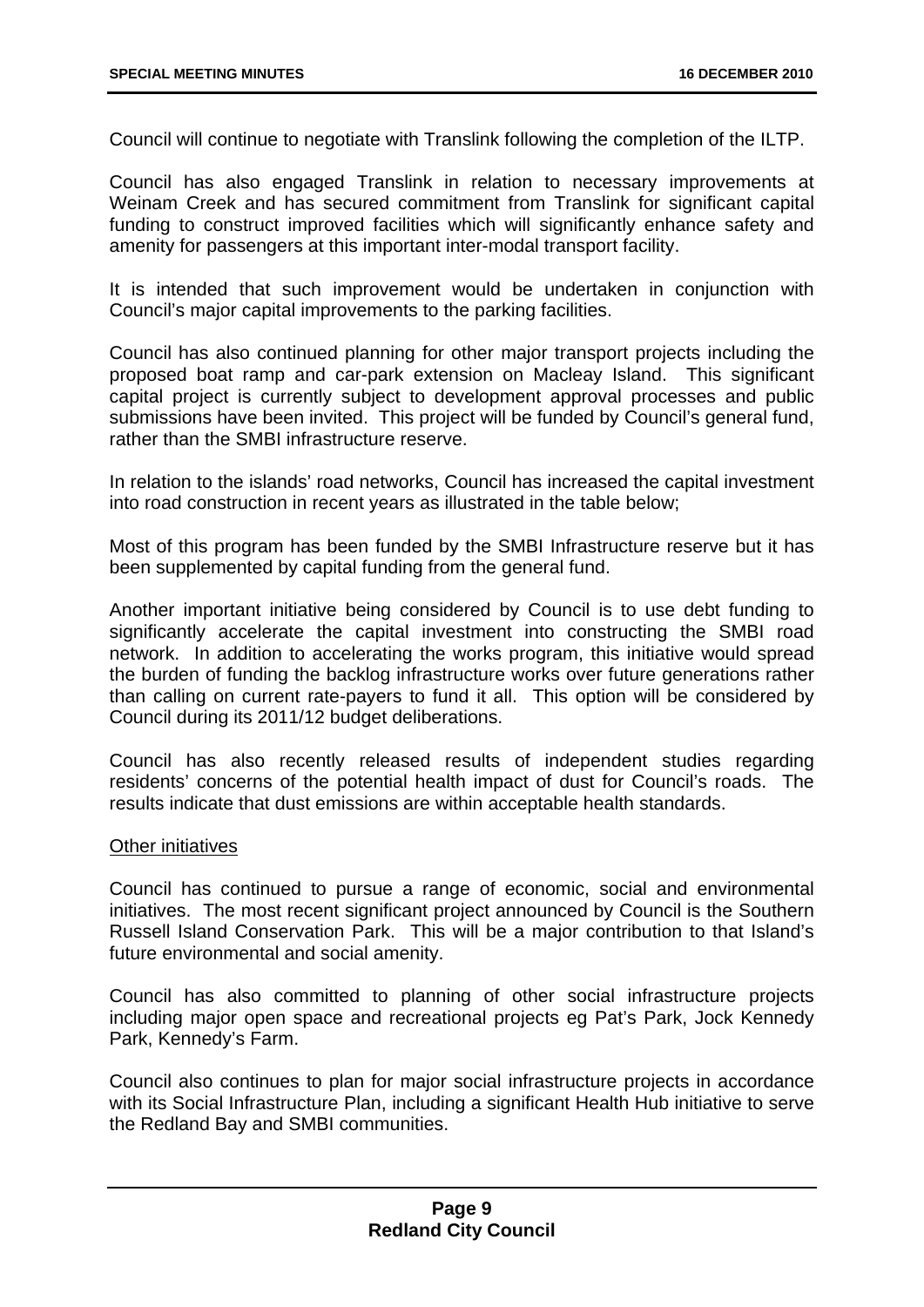Council will continue to negotiate with Translink following the completion of the ILTP.

Council has also engaged Translink in relation to necessary improvements at Weinam Creek and has secured commitment from Translink for significant capital funding to construct improved facilities which will significantly enhance safety and amenity for passengers at this important inter-modal transport facility.

It is intended that such improvement would be undertaken in conjunction with Council's major capital improvements to the parking facilities.

Council has also continued planning for other major transport projects including the proposed boat ramp and car-park extension on Macleay Island. This significant capital project is currently subject to development approval processes and public submissions have been invited. This project will be funded by Council's general fund, rather than the SMBI infrastructure reserve.

In relation to the islands' road networks, Council has increased the capital investment into road construction in recent years as illustrated in the table below;

Most of this program has been funded by the SMBI Infrastructure reserve but it has been supplemented by capital funding from the general fund.

Another important initiative being considered by Council is to use debt funding to significantly accelerate the capital investment into constructing the SMBI road network. In addition to accelerating the works program, this initiative would spread the burden of funding the backlog infrastructure works over future generations rather than calling on current rate-payers to fund it all. This option will be considered by Council during its 2011/12 budget deliberations.

Council has also recently released results of independent studies regarding residents' concerns of the potential health impact of dust for Council's roads. The results indicate that dust emissions are within acceptable health standards.

Other initiatives

Council has continued to pursue a range of economic, social and environmental initiatives. The most recent significant project announced by Council is the Southern Russell Island Conservation Park. This will be a major contribution to that Island's future environmental and social amenity.

Council has also committed to planning of other social infrastructure projects including major open space and recreational projects eg Pat's Park, Jock Kennedy Park, Kennedy's Farm.

Council also continues to plan for major social infrastructure projects in accordance with its Social Infrastructure Plan, including a significant Health Hub initiative to serve the Redland Bay and SMBI communities.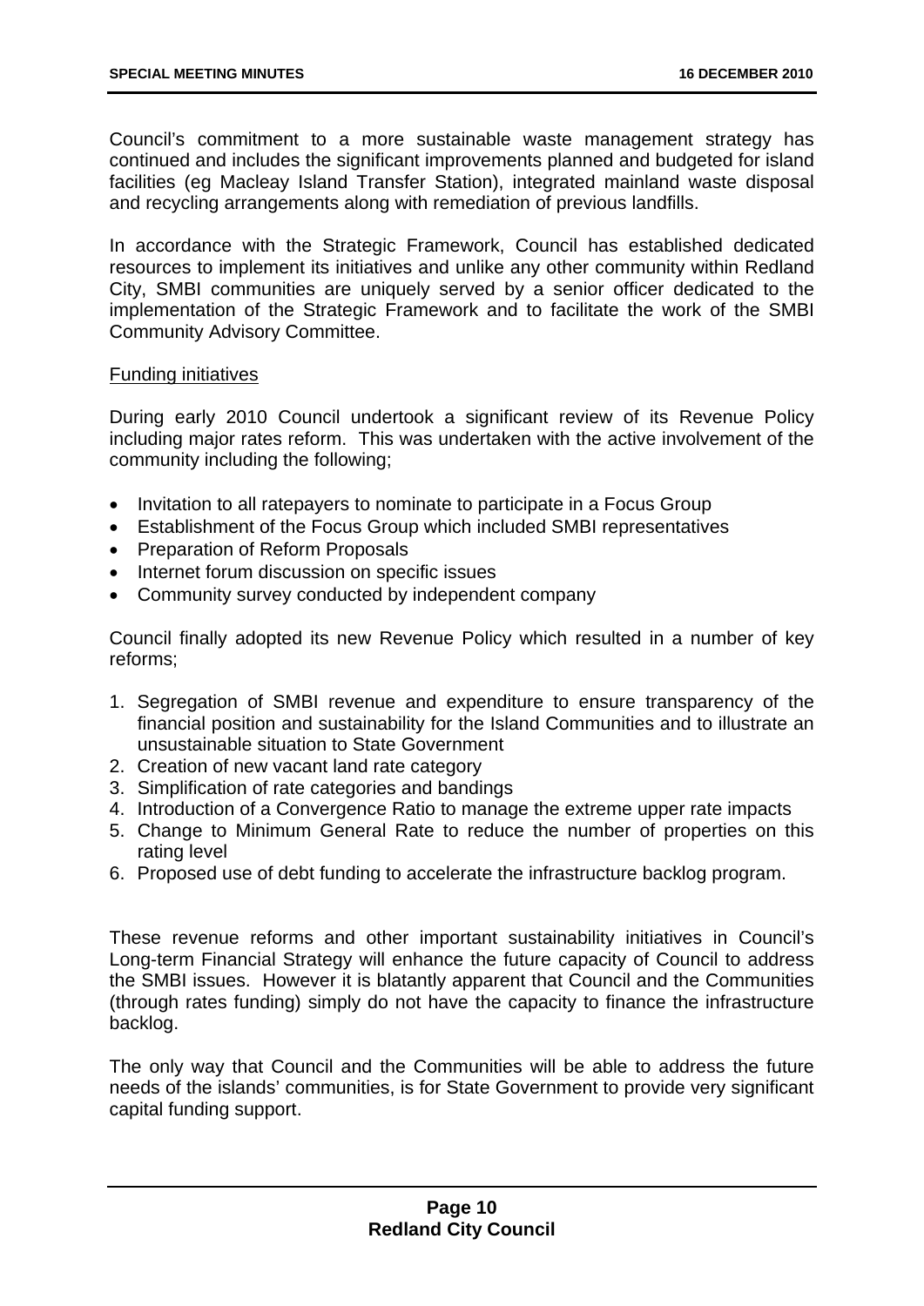Council's commitment to a more sustainable waste management strategy has continued and includes the significant improvements planned and budgeted for island facilities (eg Macleay Island Transfer Station), integrated mainland waste disposal and recycling arrangements along with remediation of previous landfills.

In accordance with the Strategic Framework, Council has established dedicated resources to implement its initiatives and unlike any other community within Redland City, SMBI communities are uniquely served by a senior officer dedicated to the implementation of the Strategic Framework and to facilitate the work of the SMBI Community Advisory Committee.

Funding initiatives

During early 2010 Council undertook a significant review of its Revenue Policy including major rates reform. This was undertaken with the active involvement of the community including the following;

- Invitation to all ratepayers to nominate to participate in a Focus Group
- Establishment of the Focus Group which included SMBI representatives
- Preparation of Reform Proposals
- Internet forum discussion on specific issues
- Community survey conducted by independent company

Council finally adopted its new Revenue Policy which resulted in a number of key reforms;

1. Segregation of SMBI revenue and expenditure to ensure transparency of the financial position and sustainability for the Island Communities and to illustrate an unsustainable situation to State Government
2. Creation of new vacant land rate category
3. Simplification of rate categories and bandings
4. Introduction of a Convergence Ratio to manage the extreme upper rate impacts
5. Change to Minimum General Rate to reduce the number of properties on this rating level
6. Proposed use of debt funding to accelerate the infrastructure backlog program.

These revenue reforms and other important sustainability initiatives in Council's Long-term Financial Strategy will enhance the future capacity of Council to address the SMBI issues. However it is blatantly apparent that Council and the Communities (through rates funding) simply do not have the capacity to finance the infrastructure backlog.

The only way that Council and the Communities will be able to address the future needs of the islands' communities, is for State Government to provide very significant capital funding support.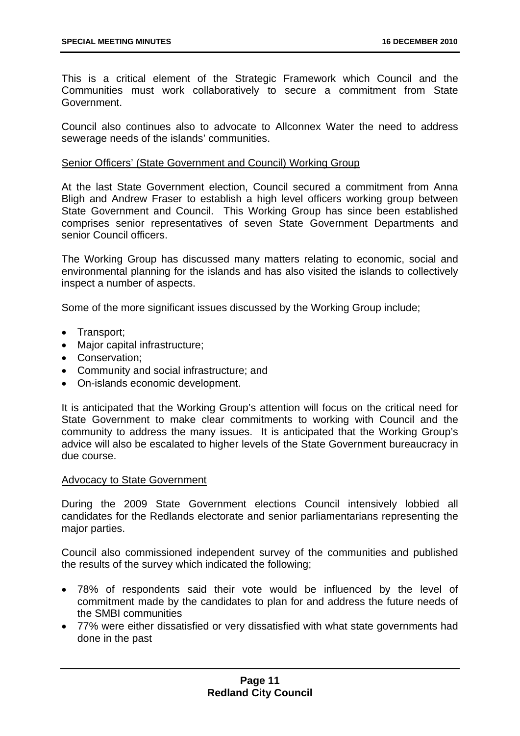This is a critical element of the Strategic Framework which Council and the Communities must work collaboratively to secure a commitment from State Government.

Council also continues also to advocate to Allconnex Water the need to address sewerage needs of the islands' communities.

<u>Senior Officers' (State Government and Council) Working Group</u>

At the last State Government election, Council secured a commitment from Anna Bligh and Andrew Fraser to establish a high level officers working group between State Government and Council. This Working Group has since been established comprises senior representatives of seven State Government Departments and senior Council officers.

The Working Group has discussed many matters relating to economic, social and environmental planning for the islands and has also visited the islands to collectively inspect a number of aspects.

Some of the more significant issues discussed by the Working Group include;

- Transport;
- Major capital infrastructure;
- Conservation;
- Community and social infrastructure; and
- On-islands economic development.

It is anticipated that the Working Group's attention will focus on the critical need for State Government to make clear commitments to working with Council and the community to address the many issues. It is anticipated that the Working Group's advice will also be escalated to higher levels of the State Government bureaucracy in due course.

<u>Advocacy to State Government</u>

During the 2009 State Government elections Council intensively lobbied all candidates for the Redlands electorate and senior parliamentarians representing the major parties.

Council also commissioned independent survey of the communities and published the results of the survey which indicated the following;

- 78% of respondents said their vote would be influenced by the level of commitment made by the candidates to plan for and address the future needs of the SMBI communities
- 77% were either dissatisfied or very dissatisfied with what state governments had done in the past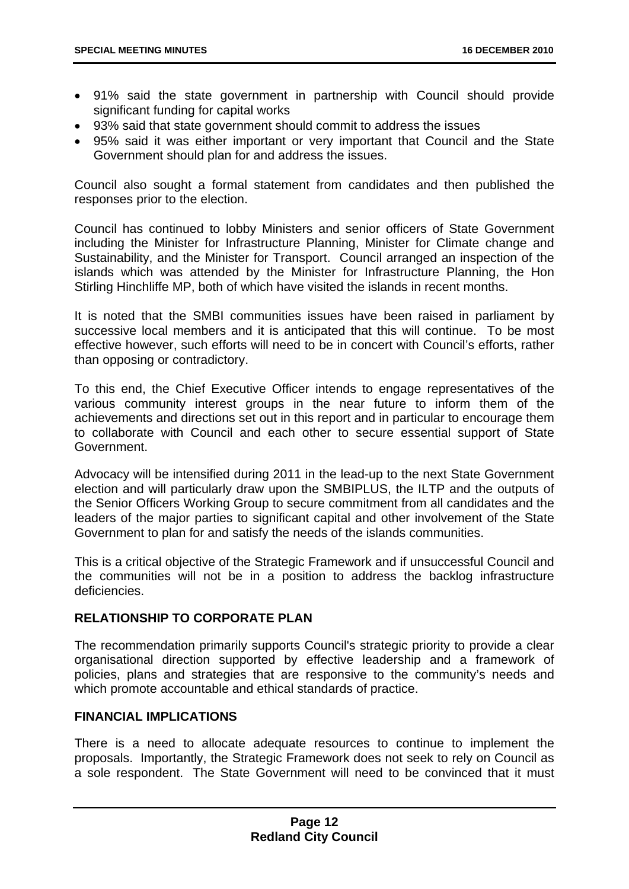- 91% said the state government in partnership with Council should provide significant funding for capital works
- 93% said that state government should commit to address the issues
- 95% said it was either important or very important that Council and the State Government should plan for and address the issues.

Council also sought a formal statement from candidates and then published the responses prior to the election.

Council has continued to lobby Ministers and senior officers of State Government including the Minister for Infrastructure Planning, Minister for Climate change and Sustainability, and the Minister for Transport. Council arranged an inspection of the islands which was attended by the Minister for Infrastructure Planning, the Hon Stirling Hinchliffe MP, both of which have visited the islands in recent months.

It is noted that the SMBI communities issues have been raised in parliament by successive local members and it is anticipated that this will continue. To be most effective however, such efforts will need to be in concert with Council's efforts, rather than opposing or contradictory.

To this end, the Chief Executive Officer intends to engage representatives of the various community interest groups in the near future to inform them of the achievements and directions set out in this report and in particular to encourage them to collaborate with Council and each other to secure essential support of State Government.

Advocacy will be intensified during 2011 in the lead-up to the next State Government election and will particularly draw upon the SMBIPLUS, the ILTP and the outputs of the Senior Officers Working Group to secure commitment from all candidates and the leaders of the major parties to significant capital and other involvement of the State Government to plan for and satisfy the needs of the islands communities.

This is a critical objective of the Strategic Framework and if unsuccessful Council and the communities will not be in a position to address the backlog infrastructure deficiencies.

### RELATIONSHIP TO CORPORATE PLAN

The recommendation primarily supports Council's strategic priority to provide a clear organisational direction supported by effective leadership and a framework of policies, plans and strategies that are responsive to the community's needs and which promote accountable and ethical standards of practice.

### FINANCIAL IMPLICATIONS

There is a need to allocate adequate resources to continue to implement the proposals. Importantly, the Strategic Framework does not seek to rely on Council as a sole respondent. The State Government will need to be convinced that it must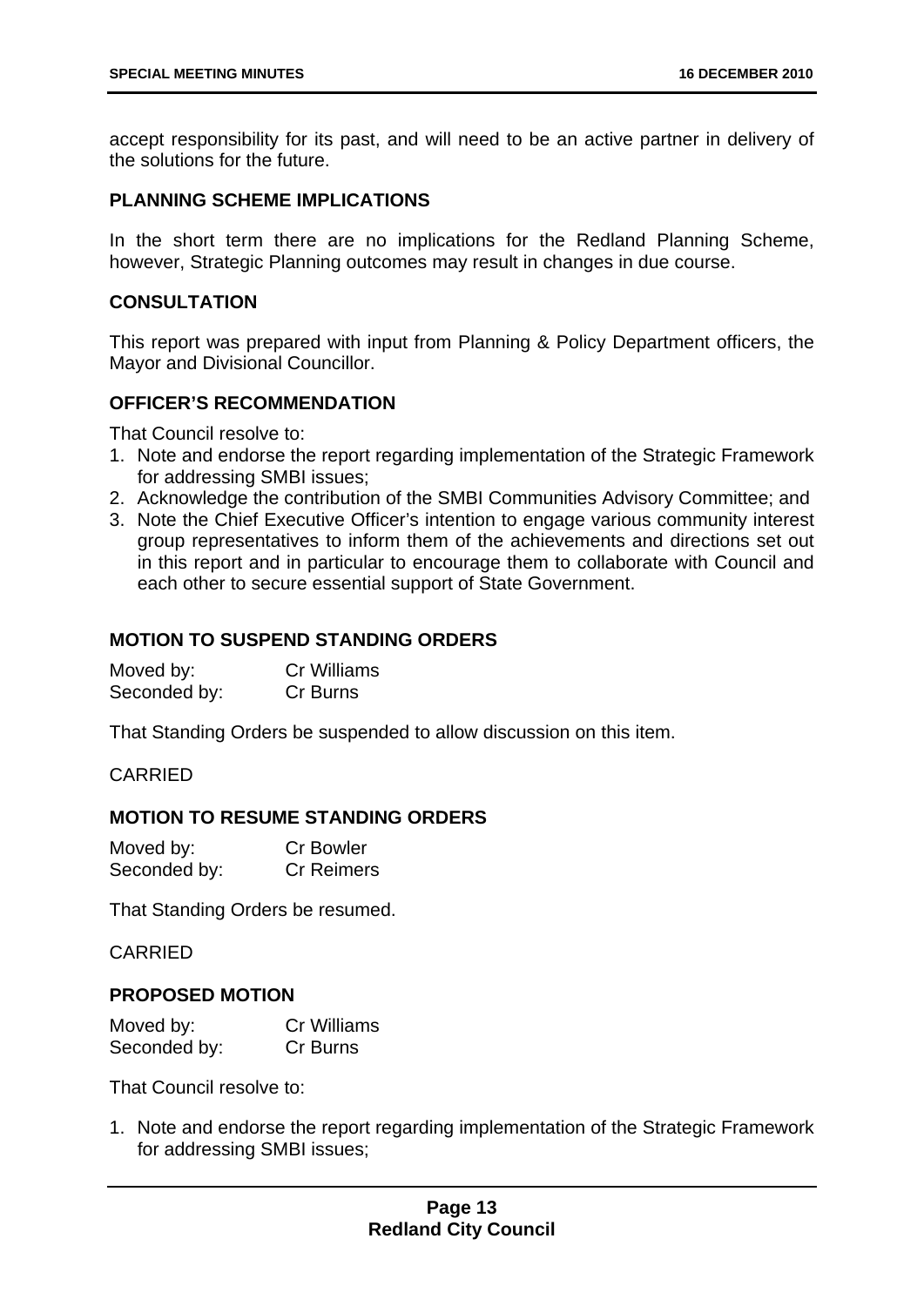accept responsibility for its past, and will need to be an active partner in delivery of the solutions for the future.

## PLANNING SCHEME IMPLICATIONS

In the short term there are no implications for the Redland Planning Scheme, however, Strategic Planning outcomes may result in changes in due course.

## CONSULTATION

This report was prepared with input from Planning & Policy Department officers, the Mayor and Divisional Councillor.

## OFFICER'S RECOMMENDATION

That Council resolve to:

1. Note and endorse the report regarding implementation of the Strategic Framework for addressing SMBI issues;
2. Acknowledge the contribution of the SMBI Communities Advisory Committee; and
3. Note the Chief Executive Officer's intention to engage various community interest group representatives to inform them of the achievements and directions set out in this report and in particular to encourage them to collaborate with Council and each other to secure essential support of State Government.

## MOTION TO SUSPEND STANDING ORDERS

Moved by: Cr Williams
Seconded by: Cr Burns

That Standing Orders be suspended to allow discussion on this item.

CARRIED

## MOTION TO RESUME STANDING ORDERS

Moved by: Cr Bowler
Seconded by: Cr Reimers

That Standing Orders be resumed.

CARRIED

## PROPOSED MOTION

Moved by: Cr Williams
Seconded by: Cr Burns

That Council resolve to:

1. Note and endorse the report regarding implementation of the Strategic Framework for addressing SMBI issues;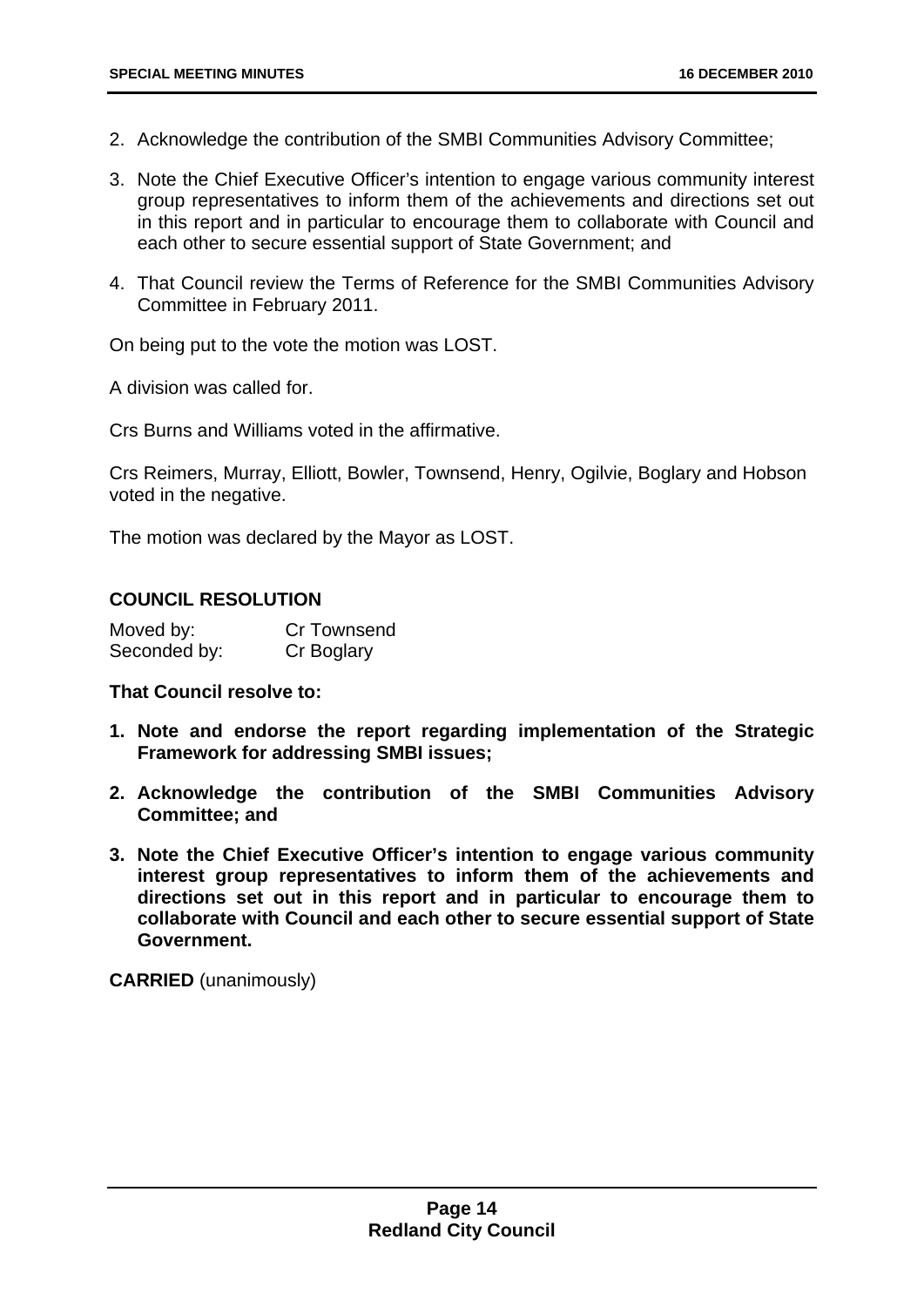2. Acknowledge the contribution of the SMBI Communities Advisory Committee;
3. Note the Chief Executive Officer's intention to engage various community interest group representatives to inform them of the achievements and directions set out in this report and in particular to encourage them to collaborate with Council and each other to secure essential support of State Government; and
4. That Council review the Terms of Reference for the SMBI Communities Advisory Committee in February 2011.

On being put to the vote the motion was LOST.

A division was called for.

Crs Burns and Williams voted in the affirmative.

Crs Reimers, Murray, Elliott, Bowler, Townsend, Henry, Ogilvie, Boglary and Hobson voted in the negative.

The motion was declared by the Mayor as LOST.

**COUNCIL RESOLUTION**

Moved by: Cr Townsend
Seconded by: Cr Boglary

**That Council resolve to:**

1. **Note and endorse the report regarding implementation of the Strategic Framework for addressing SMBI issues;**
2. **Acknowledge the contribution of the SMBI Communities Advisory Committee; and**
3. **Note the Chief Executive Officer's intention to engage various community interest group representatives to inform them of the achievements and directions set out in this report and in particular to encourage them to collaborate with Council and each other to secure essential support of State Government.**

**CARRIED** (unanimously)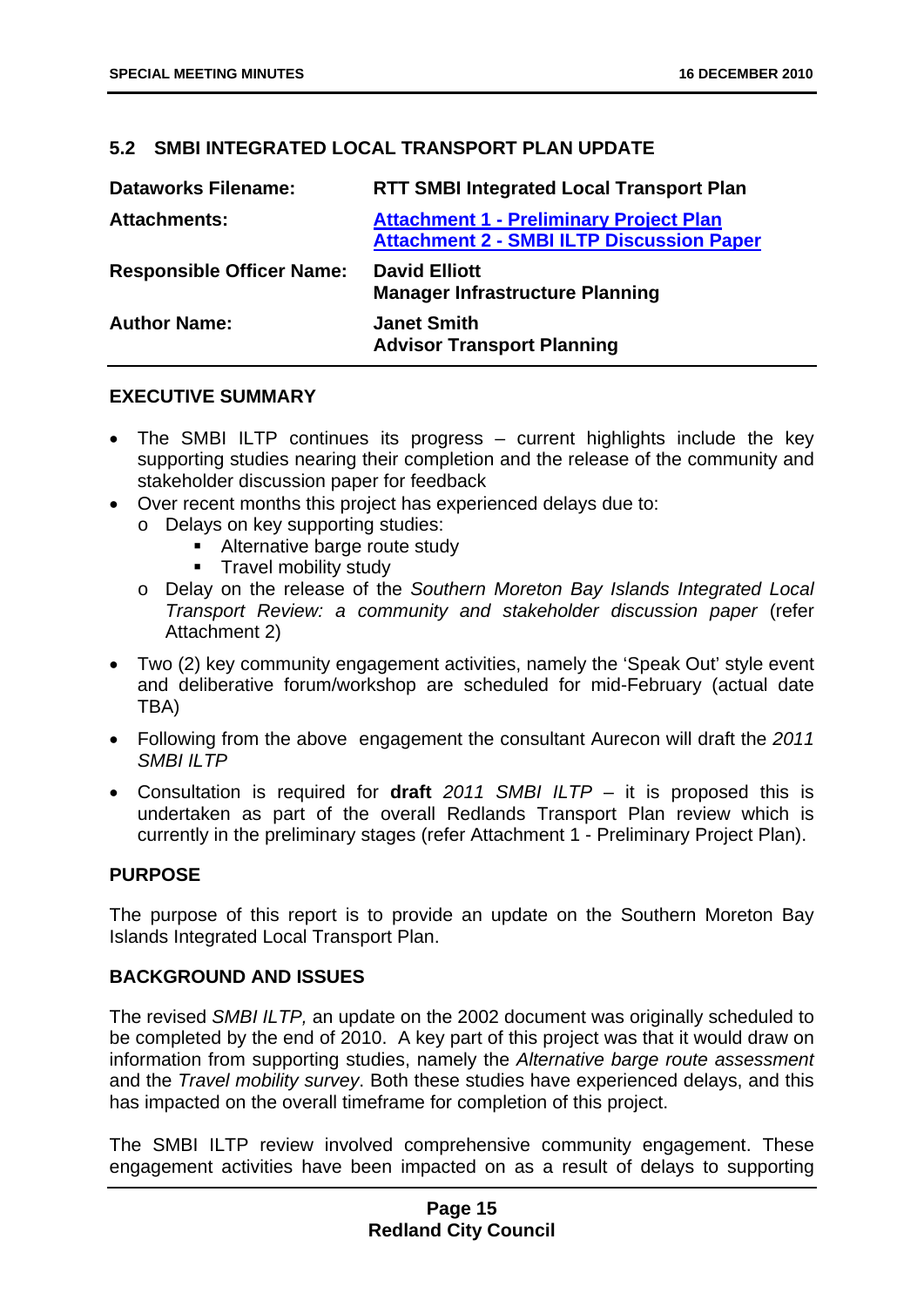## 5.2 SMBI INTEGRATED LOCAL TRANSPORT PLAN UPDATE

| | |
|---|---|
| **Dataworks Filename:** | **RTT SMBI Integrated Local Transport Plan** |
| **Attachments:** | **Attachment 1 - Preliminary Project Plan**<br>**Attachment 2 - SMBI ILTP Discussion Paper** |
| **Responsible Officer Name:** | **David Elliott**<br>**Manager Infrastructure Planning** |
| **Author Name:** | **Janet Smith**<br>**Advisor Transport Planning** |

### EXECUTIVE SUMMARY

- The SMBI ILTP continues its progress – current highlights include the key supporting studies nearing their completion and the release of the community and stakeholder discussion paper for feedback
- Over recent months this project has experienced delays due to:
  - Delays on key supporting studies:
    - Alternative barge route study
    - Travel mobility study
  - Delay on the release of the *Southern Moreton Bay Islands Integrated Local Transport Review: a community and stakeholder discussion paper* (refer Attachment 2)
- Two (2) key community engagement activities, namely the 'Speak Out' style event and deliberative forum/workshop are scheduled for mid-February (actual date TBA)
- Following from the above engagement the consultant Aurecon will draft the *2011 SMBI ILTP*
- Consultation is required for **draft** *2011 SMBI ILTP* – it is proposed this is undertaken as part of the overall Redlands Transport Plan review which is currently in the preliminary stages (refer Attachment 1 - Preliminary Project Plan).

### PURPOSE

The purpose of this report is to provide an update on the Southern Moreton Bay Islands Integrated Local Transport Plan.

### BACKGROUND AND ISSUES

The revised *SMBI ILTP,* an update on the 2002 document was originally scheduled to be completed by the end of 2010. A key part of this project was that it would draw on information from supporting studies, namely the *Alternative barge route assessment* and the *Travel mobility survey*. Both these studies have experienced delays, and this has impacted on the overall timeframe for completion of this project.

The SMBI ILTP review involved comprehensive community engagement. These engagement activities have been impacted on as a result of delays to supporting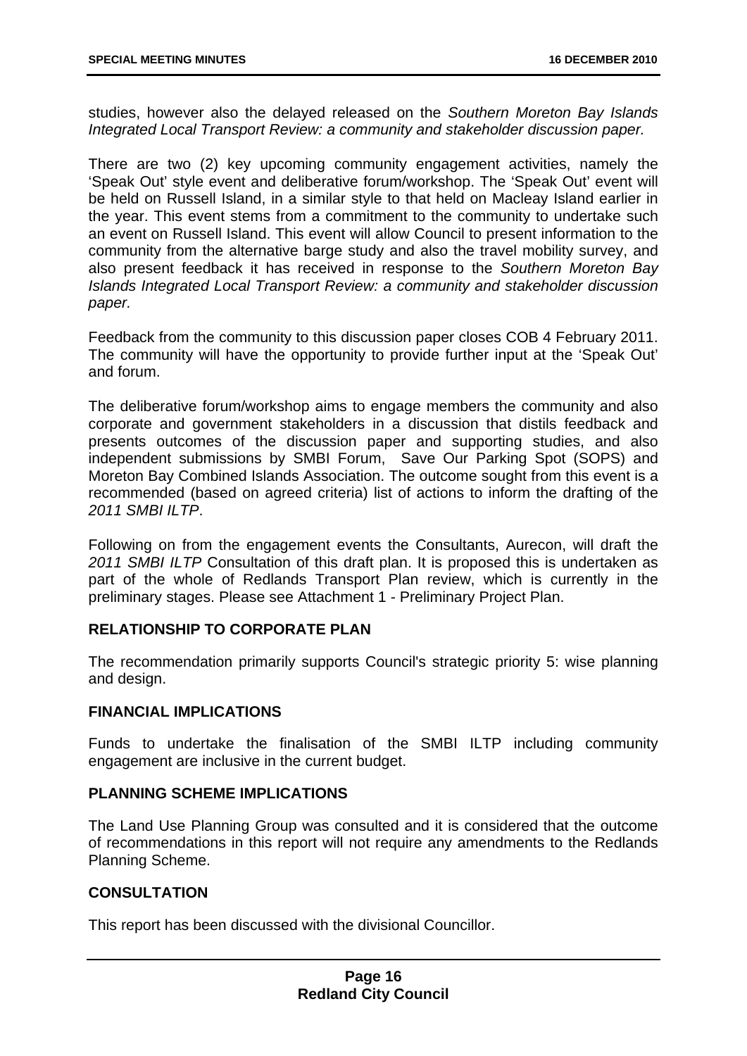studies, however also the delayed released on the *Southern Moreton Bay Islands Integrated Local Transport Review: a community and stakeholder discussion paper.*

There are two (2) key upcoming community engagement activities, namely the 'Speak Out' style event and deliberative forum/workshop. The 'Speak Out' event will be held on Russell Island, in a similar style to that held on Macleay Island earlier in the year. This event stems from a commitment to the community to undertake such an event on Russell Island. This event will allow Council to present information to the community from the alternative barge study and also the travel mobility survey, and also present feedback it has received in response to the *Southern Moreton Bay Islands Integrated Local Transport Review: a community and stakeholder discussion paper.*

Feedback from the community to this discussion paper closes COB 4 February 2011. The community will have the opportunity to provide further input at the 'Speak Out' and forum.

The deliberative forum/workshop aims to engage members the community and also corporate and government stakeholders in a discussion that distils feedback and presents outcomes of the discussion paper and supporting studies, and also independent submissions by SMBI Forum, Save Our Parking Spot (SOPS) and Moreton Bay Combined Islands Association. The outcome sought from this event is a recommended (based on agreed criteria) list of actions to inform the drafting of the *2011 SMBI ILTP*.

Following on from the engagement events the Consultants, Aurecon, will draft the *2011 SMBI ILTP* Consultation of this draft plan. It is proposed this is undertaken as part of the whole of Redlands Transport Plan review, which is currently in the preliminary stages. Please see Attachment 1 - Preliminary Project Plan.

## RELATIONSHIP TO CORPORATE PLAN

The recommendation primarily supports Council's strategic priority 5: wise planning and design.

## FINANCIAL IMPLICATIONS

Funds to undertake the finalisation of the SMBI ILTP including community engagement are inclusive in the current budget.

## PLANNING SCHEME IMPLICATIONS

The Land Use Planning Group was consulted and it is considered that the outcome of recommendations in this report will not require any amendments to the Redlands Planning Scheme.

## CONSULTATION

This report has been discussed with the divisional Councillor.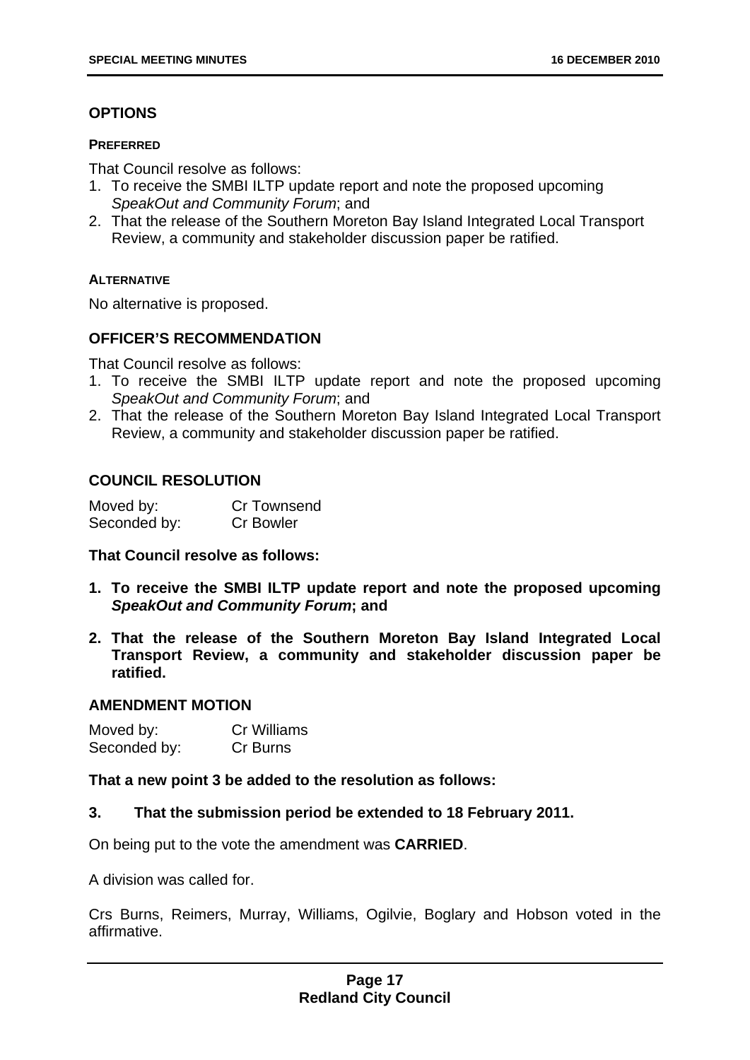## OPTIONS

#### PREFERRED

That Council resolve as follows:

1. To receive the SMBI ILTP update report and note the proposed upcoming *SpeakOut and Community Forum*; and
2. That the release of the Southern Moreton Bay Island Integrated Local Transport Review, a community and stakeholder discussion paper be ratified.

#### ALTERNATIVE

No alternative is proposed.

## OFFICER'S RECOMMENDATION

That Council resolve as follows:

1. To receive the SMBI ILTP update report and note the proposed upcoming *SpeakOut and Community Forum*; and
2. That the release of the Southern Moreton Bay Island Integrated Local Transport Review, a community and stakeholder discussion paper be ratified.

## COUNCIL RESOLUTION

Moved by: Cr Townsend
Seconded by: Cr Bowler

**That Council resolve as follows:**

1. **To receive the SMBI ILTP update report and note the proposed upcoming *SpeakOut and Community Forum*; and**
2. **That the release of the Southern Moreton Bay Island Integrated Local Transport Review, a community and stakeholder discussion paper be ratified.**

## AMENDMENT MOTION

Moved by: Cr Williams
Seconded by: Cr Burns

**That a new point 3 be added to the resolution as follows:**

**3. That the submission period be extended to 18 February 2011.**

On being put to the vote the amendment was **CARRIED**.

A division was called for.

Crs Burns, Reimers, Murray, Williams, Ogilvie, Boglary and Hobson voted in the affirmative.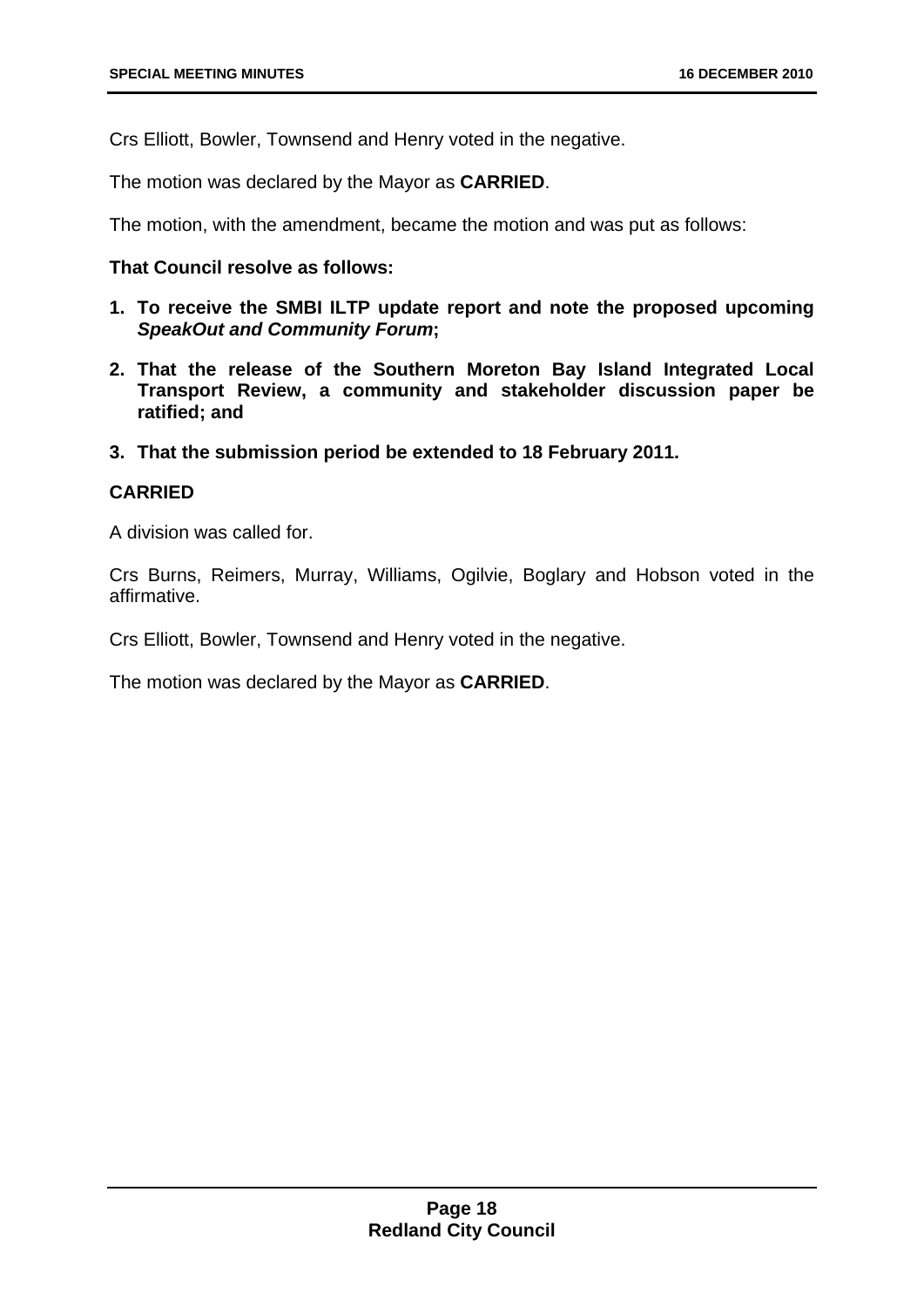Crs Elliott, Bowler, Townsend and Henry voted in the negative.

The motion was declared by the Mayor as **CARRIED**.

The motion, with the amendment, became the motion and was put as follows:

**That Council resolve as follows:**

1. **To receive the SMBI ILTP update report and note the proposed upcoming *SpeakOut and Community Forum*;**
2. **That the release of the Southern Moreton Bay Island Integrated Local Transport Review, a community and stakeholder discussion paper be ratified; and**
3. **That the submission period be extended to 18 February 2011.**

**CARRIED**

A division was called for.

Crs Burns, Reimers, Murray, Williams, Ogilvie, Boglary and Hobson voted in the affirmative.

Crs Elliott, Bowler, Townsend and Henry voted in the negative.

The motion was declared by the Mayor as **CARRIED**.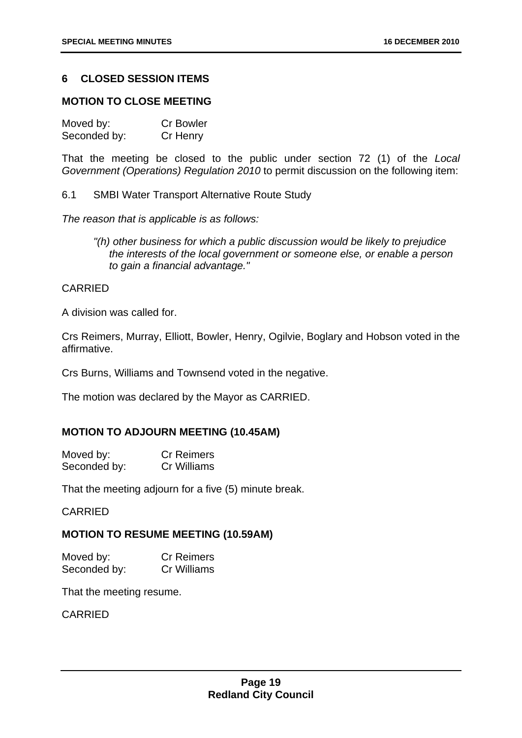## 6 CLOSED SESSION ITEMS

### MOTION TO CLOSE MEETING

Moved by: Cr Bowler
Seconded by: Cr Henry

That the meeting be closed to the public under section 72 (1) of the *Local Government (Operations) Regulation 2010* to permit discussion on the following item:

6.1 SMBI Water Transport Alternative Route Study

*The reason that is applicable is as follows:*

> *"(h) other business for which a public discussion would be likely to prejudice the interests of the local government or someone else, or enable a person to gain a financial advantage."*

CARRIED

A division was called for.

Crs Reimers, Murray, Elliott, Bowler, Henry, Ogilvie, Boglary and Hobson voted in the affirmative.

Crs Burns, Williams and Townsend voted in the negative.

The motion was declared by the Mayor as CARRIED.

### MOTION TO ADJOURN MEETING (10.45AM)

Moved by: Cr Reimers
Seconded by: Cr Williams

That the meeting adjourn for a five (5) minute break.

CARRIED

### MOTION TO RESUME MEETING (10.59AM)

Moved by: Cr Reimers
Seconded by: Cr Williams

That the meeting resume.

CARRIED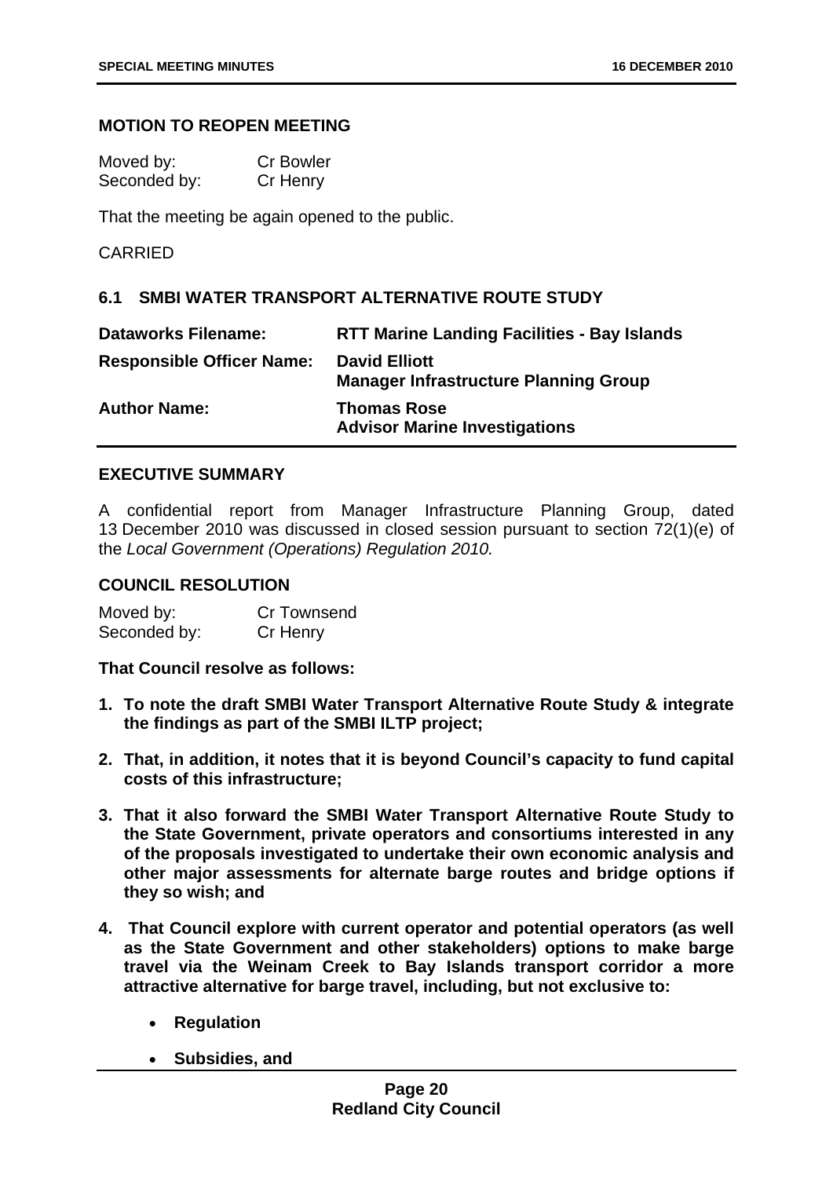## MOTION TO REOPEN MEETING

| Moved by: | Cr Bowler |
|---|---|
| Seconded by: | Cr Henry |

That the meeting be again opened to the public.

CARRIED

## 6.1 SMBI WATER TRANSPORT ALTERNATIVE ROUTE STUDY

| **Dataworks Filename:** | **RTT Marine Landing Facilities - Bay Islands** |
|---|---|
| **Responsible Officer Name:** | **David Elliott**<br>**Manager Infrastructure Planning Group** |
| **Author Name:** | **Thomas Rose**<br>**Advisor Marine Investigations** |

### EXECUTIVE SUMMARY

A confidential report from Manager Infrastructure Planning Group, dated 13 December 2010 was discussed in closed session pursuant to section 72(1)(e) of the *Local Government (Operations) Regulation 2010.*

### COUNCIL RESOLUTION

| Moved by: | Cr Townsend |
|---|---|
| Seconded by: | Cr Henry |

**That Council resolve as follows:**

1. **To note the draft SMBI Water Transport Alternative Route Study & integrate the findings as part of the SMBI ILTP project;**
2. **That, in addition, it notes that it is beyond Council's capacity to fund capital costs of this infrastructure;**
3. **That it also forward the SMBI Water Transport Alternative Route Study to the State Government, private operators and consortiums interested in any of the proposals investigated to undertake their own economic analysis and other major assessments for alternate barge routes and bridge options if they so wish; and**
4. **That Council explore with current operator and potential operators (as well as the State Government and other stakeholders) options to make barge travel via the Weinam Creek to Bay Islands transport corridor a more attractive alternative for barge travel, including, but not exclusive to:**
   - **Regulation**
   - **Subsidies, and**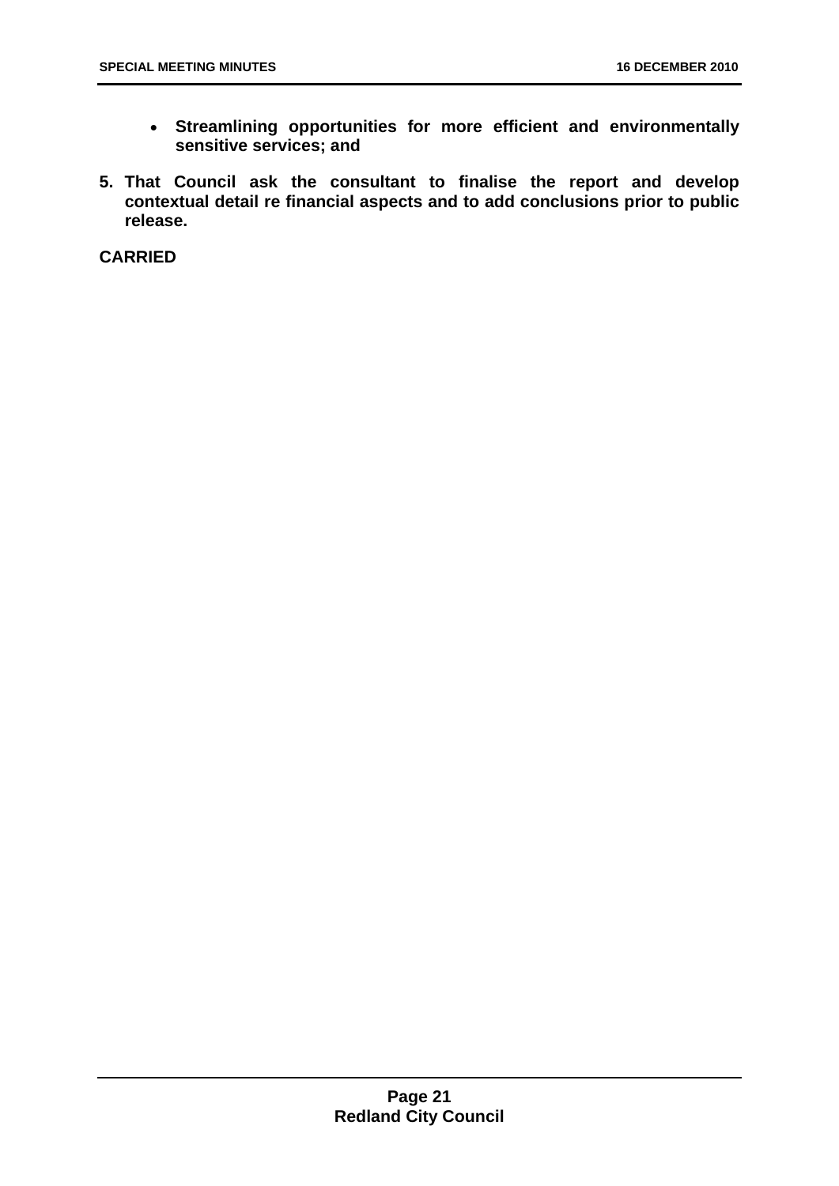- **Streamlining opportunities for more efficient and environmentally sensitive services; and**

**5. That Council ask the consultant to finalise the report and develop contextual detail re financial aspects and to add conclusions prior to public release.**

**CARRIED**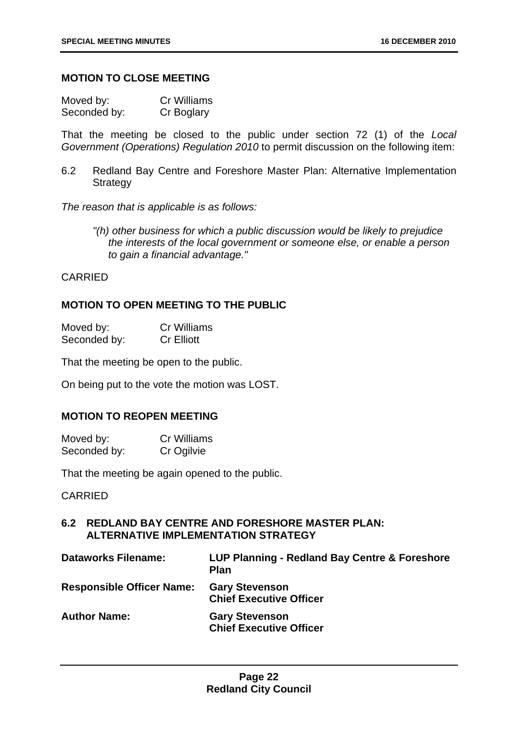**MOTION TO CLOSE MEETING**

Moved by: Cr Williams
Seconded by: Cr Boglary

That the meeting be closed to the public under section 72 (1) of the *Local Government (Operations) Regulation 2010* to permit discussion on the following item:

6.2 Redland Bay Centre and Foreshore Master Plan: Alternative Implementation Strategy

*The reason that is applicable is as follows:*

> *"(h) other business for which a public discussion would be likely to prejudice the interests of the local government or someone else, or enable a person to gain a financial advantage."*

CARRIED

**MOTION TO OPEN MEETING TO THE PUBLIC**

Moved by: Cr Williams
Seconded by: Cr Elliott

That the meeting be open to the public.

On being put to the vote the motion was LOST.

**MOTION TO REOPEN MEETING**

Moved by: Cr Williams
Seconded by: Cr Ogilvie

That the meeting be again opened to the public.

CARRIED

## 6.2 REDLAND BAY CENTRE AND FORESHORE MASTER PLAN: ALTERNATIVE IMPLEMENTATION STRATEGY

| | |
|---|---|
| **Dataworks Filename:** | **LUP Planning - Redland Bay Centre & Foreshore Plan** |
| **Responsible Officer Name:** | **Gary Stevenson Chief Executive Officer** |
| **Author Name:** | **Gary Stevenson Chief Executive Officer** |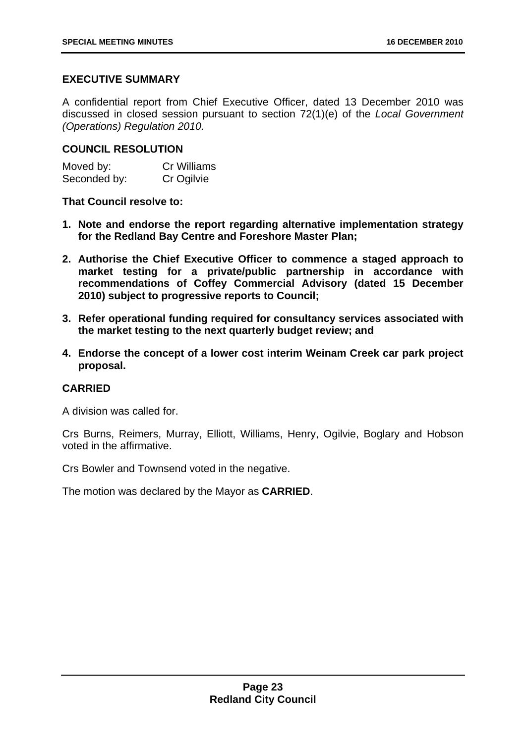## EXECUTIVE SUMMARY

A confidential report from Chief Executive Officer, dated 13 December 2010 was discussed in closed session pursuant to section 72(1)(e) of the *Local Government (Operations) Regulation 2010.*

## COUNCIL RESOLUTION

| | |
|---|---|
| Moved by: | Cr Williams |
| Seconded by: | Cr Ogilvie |

**That Council resolve to:**

1. **Note and endorse the report regarding alternative implementation strategy for the Redland Bay Centre and Foreshore Master Plan;**
2. **Authorise the Chief Executive Officer to commence a staged approach to market testing for a private/public partnership in accordance with recommendations of Coffey Commercial Advisory (dated 15 December 2010) subject to progressive reports to Council;**
3. **Refer operational funding required for consultancy services associated with the market testing to the next quarterly budget review; and**
4. **Endorse the concept of a lower cost interim Weinam Creek car park project proposal.**

**CARRIED**

A division was called for.

Crs Burns, Reimers, Murray, Elliott, Williams, Henry, Ogilvie, Boglary and Hobson voted in the affirmative.

Crs Bowler and Townsend voted in the negative.

The motion was declared by the Mayor as **CARRIED**.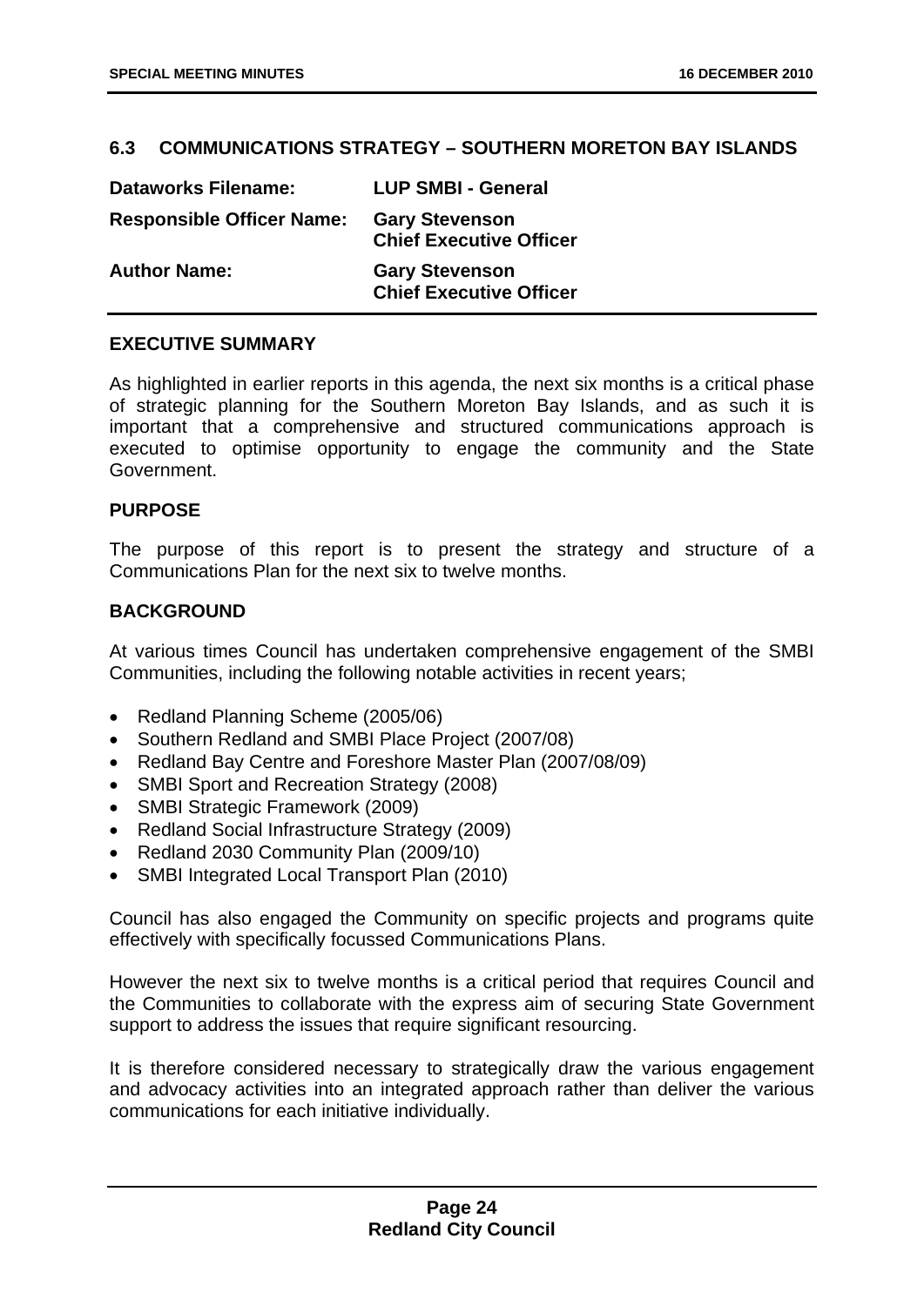## 6.3 COMMUNICATIONS STRATEGY – SOUTHERN MORETON BAY ISLANDS

| | |
|---|---|
| **Dataworks Filename:** | **LUP SMBI - General** |
| **Responsible Officer Name:** | **Gary Stevenson**<br>**Chief Executive Officer** |
| **Author Name:** | **Gary Stevenson**<br>**Chief Executive Officer** |

### EXECUTIVE SUMMARY

As highlighted in earlier reports in this agenda, the next six months is a critical phase of strategic planning for the Southern Moreton Bay Islands, and as such it is important that a comprehensive and structured communications approach is executed to optimise opportunity to engage the community and the State Government.

### PURPOSE

The purpose of this report is to present the strategy and structure of a Communications Plan for the next six to twelve months.

### BACKGROUND

At various times Council has undertaken comprehensive engagement of the SMBI Communities, including the following notable activities in recent years;

- Redland Planning Scheme (2005/06)
- Southern Redland and SMBI Place Project (2007/08)
- Redland Bay Centre and Foreshore Master Plan (2007/08/09)
- SMBI Sport and Recreation Strategy (2008)
- SMBI Strategic Framework (2009)
- Redland Social Infrastructure Strategy (2009)
- Redland 2030 Community Plan (2009/10)
- SMBI Integrated Local Transport Plan (2010)

Council has also engaged the Community on specific projects and programs quite effectively with specifically focussed Communications Plans.

However the next six to twelve months is a critical period that requires Council and the Communities to collaborate with the express aim of securing State Government support to address the issues that require significant resourcing.

It is therefore considered necessary to strategically draw the various engagement and advocacy activities into an integrated approach rather than deliver the various communications for each initiative individually.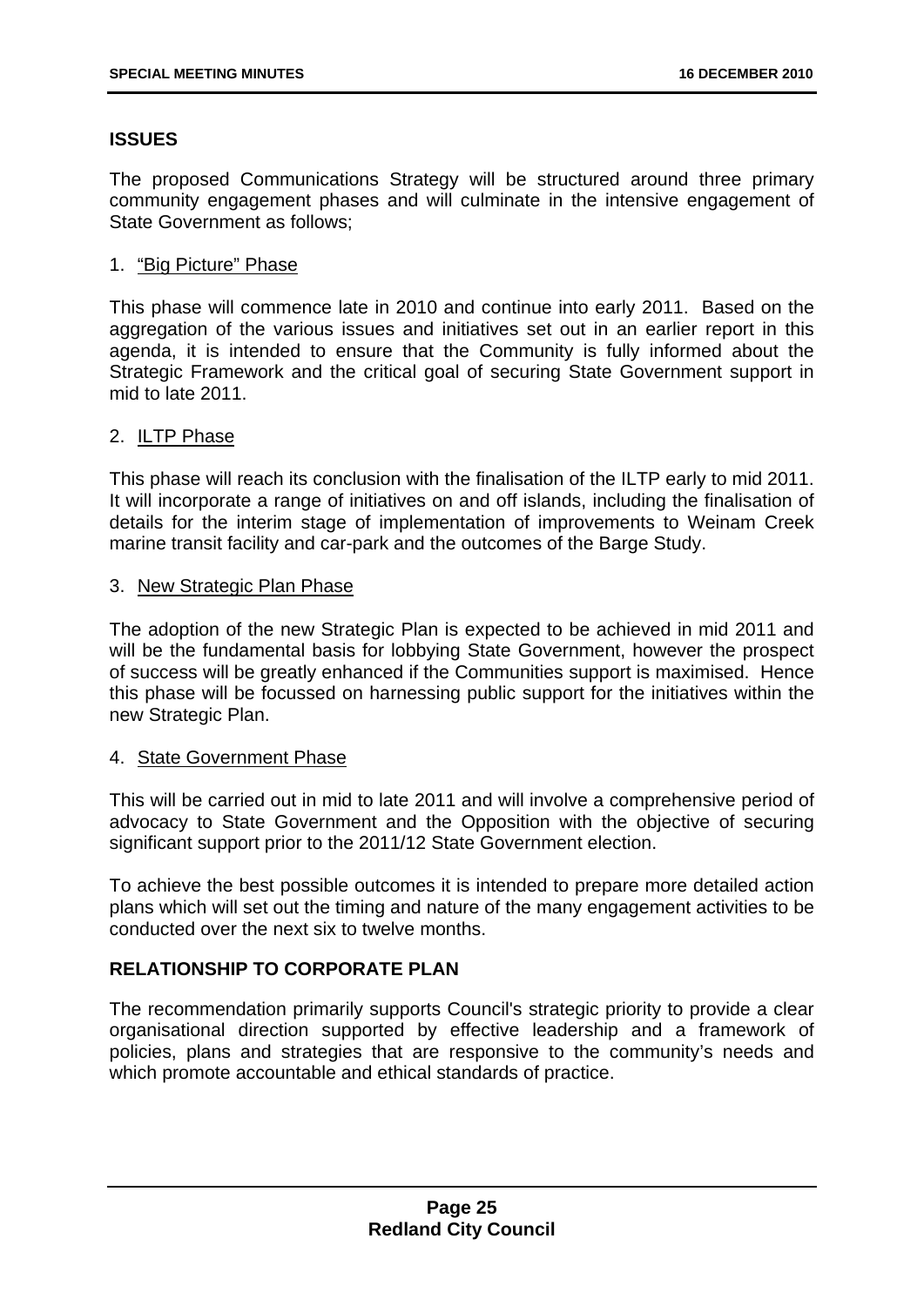## ISSUES

The proposed Communications Strategy will be structured around three primary community engagement phases and will culminate in the intensive engagement of State Government as follows;

1. <u>"Big Picture" Phase</u>

This phase will commence late in 2010 and continue into early 2011. Based on the aggregation of the various issues and initiatives set out in an earlier report in this agenda, it is intended to ensure that the Community is fully informed about the Strategic Framework and the critical goal of securing State Government support in mid to late 2011.

2. <u>ILTP Phase</u>

This phase will reach its conclusion with the finalisation of the ILTP early to mid 2011. It will incorporate a range of initiatives on and off islands, including the finalisation of details for the interim stage of implementation of improvements to Weinam Creek marine transit facility and car-park and the outcomes of the Barge Study.

3. <u>New Strategic Plan Phase</u>

The adoption of the new Strategic Plan is expected to be achieved in mid 2011 and will be the fundamental basis for lobbying State Government, however the prospect of success will be greatly enhanced if the Communities support is maximised. Hence this phase will be focussed on harnessing public support for the initiatives within the new Strategic Plan.

4. <u>State Government Phase</u>

This will be carried out in mid to late 2011 and will involve a comprehensive period of advocacy to State Government and the Opposition with the objective of securing significant support prior to the 2011/12 State Government election.

To achieve the best possible outcomes it is intended to prepare more detailed action plans which will set out the timing and nature of the many engagement activities to be conducted over the next six to twelve months.

## RELATIONSHIP TO CORPORATE PLAN

The recommendation primarily supports Council's strategic priority to provide a clear organisational direction supported by effective leadership and a framework of policies, plans and strategies that are responsive to the community's needs and which promote accountable and ethical standards of practice.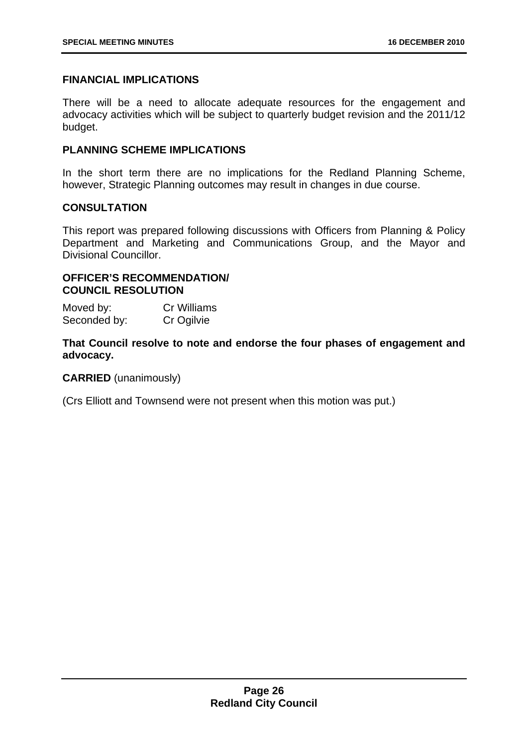## FINANCIAL IMPLICATIONS

There will be a need to allocate adequate resources for the engagement and advocacy activities which will be subject to quarterly budget revision and the 2011/12 budget.

## PLANNING SCHEME IMPLICATIONS

In the short term there are no implications for the Redland Planning Scheme, however, Strategic Planning outcomes may result in changes in due course.

## CONSULTATION

This report was prepared following discussions with Officers from Planning & Policy Department and Marketing and Communications Group, and the Mayor and Divisional Councillor.

## OFFICER'S RECOMMENDATION/ COUNCIL RESOLUTION

Moved by: Cr Williams
Seconded by: Cr Ogilvie

**That Council resolve to note and endorse the four phases of engagement and advocacy.**

**CARRIED** (unanimously)

(Crs Elliott and Townsend were not present when this motion was put.)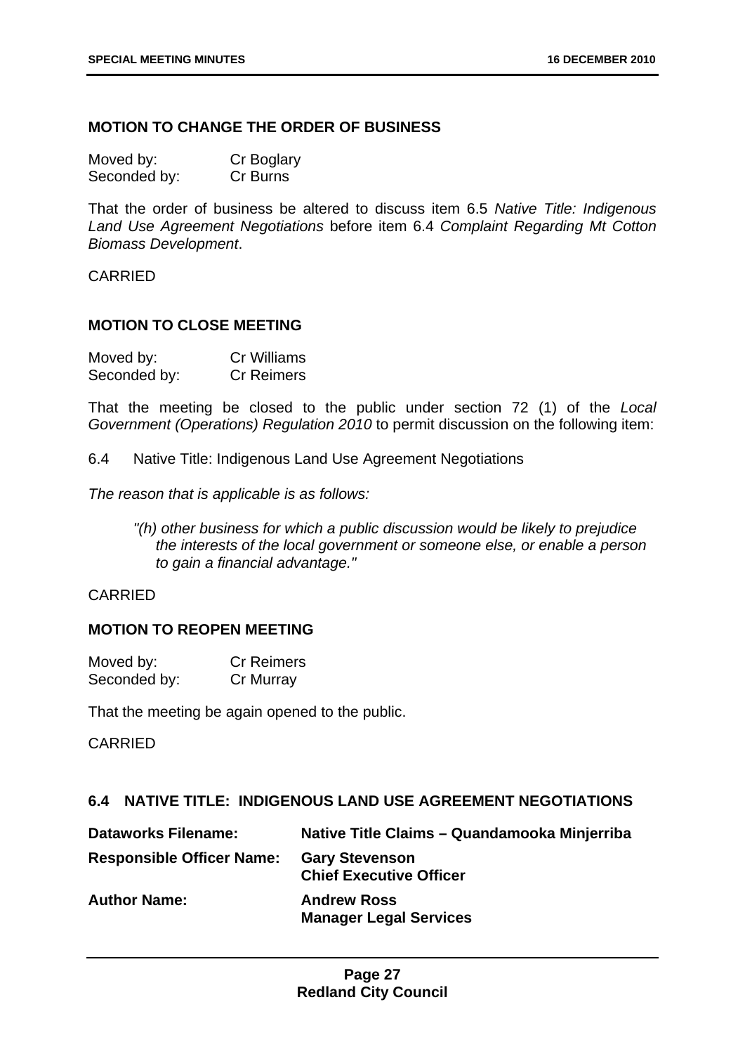## MOTION TO CHANGE THE ORDER OF BUSINESS

Moved by: Cr Boglary
Seconded by: Cr Burns

That the order of business be altered to discuss item 6.5 *Native Title: Indigenous Land Use Agreement Negotiations* before item 6.4 *Complaint Regarding Mt Cotton Biomass Development*.

CARRIED

## MOTION TO CLOSE MEETING

Moved by: Cr Williams
Seconded by: Cr Reimers

That the meeting be closed to the public under section 72 (1) of the *Local Government (Operations) Regulation 2010* to permit discussion on the following item:

6.4 Native Title: Indigenous Land Use Agreement Negotiations

*The reason that is applicable is as follows:*

> *"(h) other business for which a public discussion would be likely to prejudice the interests of the local government or someone else, or enable a person to gain a financial advantage."*

CARRIED

## MOTION TO REOPEN MEETING

Moved by: Cr Reimers
Seconded by: Cr Murray

That the meeting be again opened to the public.

CARRIED

## 6.4 NATIVE TITLE: INDIGENOUS LAND USE AGREEMENT NEGOTIATIONS

**Dataworks Filename:** **Native Title Claims – Quandamooka Minjerriba**

**Responsible Officer Name:** **Gary Stevenson**
**Chief Executive Officer**

**Author Name:** **Andrew Ross**
**Manager Legal Services**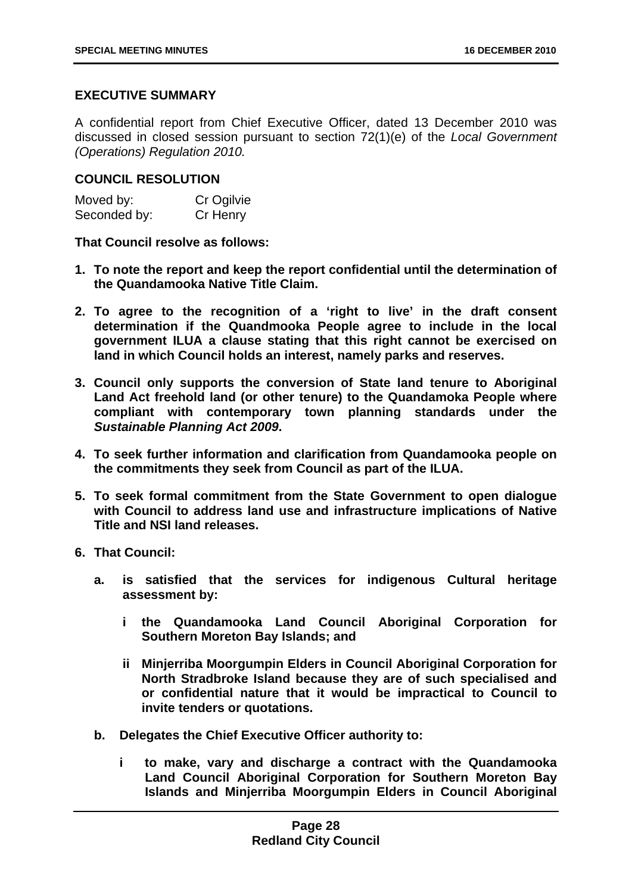## EXECUTIVE SUMMARY

A confidential report from Chief Executive Officer, dated 13 December 2010 was discussed in closed session pursuant to section 72(1)(e) of the *Local Government (Operations) Regulation 2010.*

## COUNCIL RESOLUTION

| Moved by: | Cr Ogilvie |
|---|---|
| Seconded by: | Cr Henry |

**That Council resolve as follows:**

1. **To note the report and keep the report confidential until the determination of the Quandamooka Native Title Claim.**

2. **To agree to the recognition of a 'right to live' in the draft consent determination if the Quandmooka People agree to include in the local government ILUA a clause stating that this right cannot be exercised on land in which Council holds an interest, namely parks and reserves.**

3. **Council only supports the conversion of State land tenure to Aboriginal Land Act freehold land (or other tenure) to the Quandamoka People where compliant with contemporary town planning standards under the *Sustainable Planning Act 2009*.**

4. **To seek further information and clarification from Quandamooka people on the commitments they seek from Council as part of the ILUA.**

5. **To seek formal commitment from the State Government to open dialogue with Council to address land use and infrastructure implications of Native Title and NSI land releases.**

6. **That Council:**

   a. **is satisfied that the services for indigenous Cultural heritage assessment by:**

      i **the Quandamooka Land Council Aboriginal Corporation for Southern Moreton Bay Islands; and**

      ii **Minjerriba Moorgumpin Elders in Council Aboriginal Corporation for North Stradbroke Island because they are of such specialised and or confidential nature that it would be impractical to Council to invite tenders or quotations.**

   b. **Delegates the Chief Executive Officer authority to:**

      i **to make, vary and discharge a contract with the Quandamooka Land Council Aboriginal Corporation for Southern Moreton Bay Islands and Minjerriba Moorgumpin Elders in Council Aboriginal**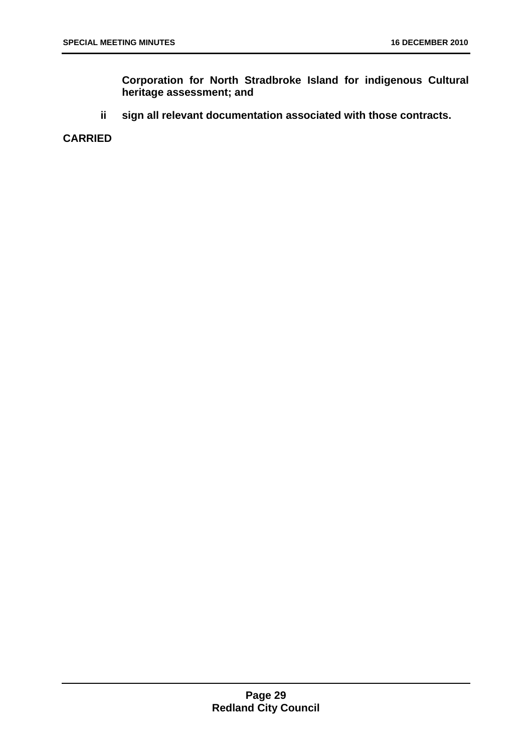**Corporation for North Stradbroke Island for indigenous Cultural heritage assessment; and**

**ii sign all relevant documentation associated with those contracts.**

**CARRIED**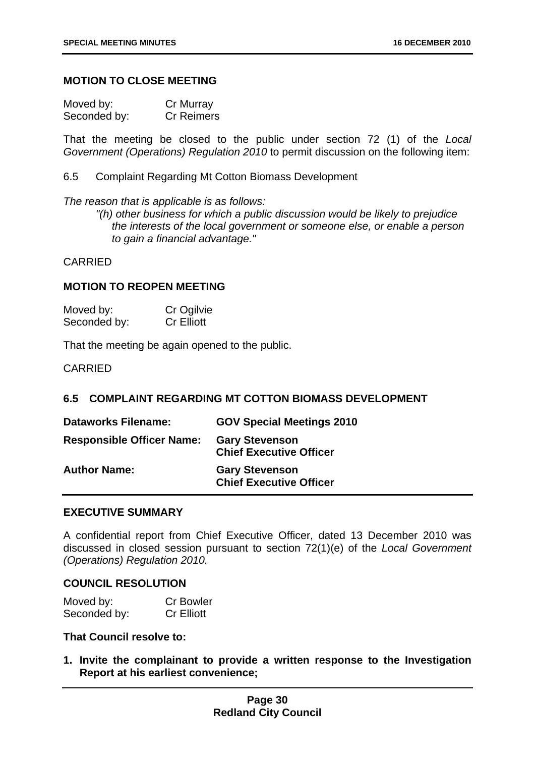### MOTION TO CLOSE MEETING

| | |
|---|---|
| Moved by: | Cr Murray |
| Seconded by: | Cr Reimers |

That the meeting be closed to the public under section 72 (1) of the *Local Government (Operations) Regulation 2010* to permit discussion on the following item:

6.5 Complaint Regarding Mt Cotton Biomass Development

*The reason that is applicable is as follows:*

> *"(h) other business for which a public discussion would be likely to prejudice the interests of the local government or someone else, or enable a person to gain a financial advantage."*

CARRIED

### MOTION TO REOPEN MEETING

| | |
|---|---|
| Moved by: | Cr Ogilvie |
| Seconded by: | Cr Elliott |

That the meeting be again opened to the public.

CARRIED

## 6.5 COMPLAINT REGARDING MT COTTON BIOMASS DEVELOPMENT

| | |
|---|---|
| **Dataworks Filename:** | **GOV Special Meetings 2010** |
| **Responsible Officer Name:** | **Gary Stevenson<br>Chief Executive Officer** |
| **Author Name:** | **Gary Stevenson<br>Chief Executive Officer** |

### EXECUTIVE SUMMARY

A confidential report from Chief Executive Officer, dated 13 December 2010 was discussed in closed session pursuant to section 72(1)(e) of the *Local Government (Operations) Regulation 2010.*

### COUNCIL RESOLUTION

| | |
|---|---|
| Moved by: | Cr Bowler |
| Seconded by: | Cr Elliott |

**That Council resolve to:**

1. **Invite the complainant to provide a written response to the Investigation Report at his earliest convenience;**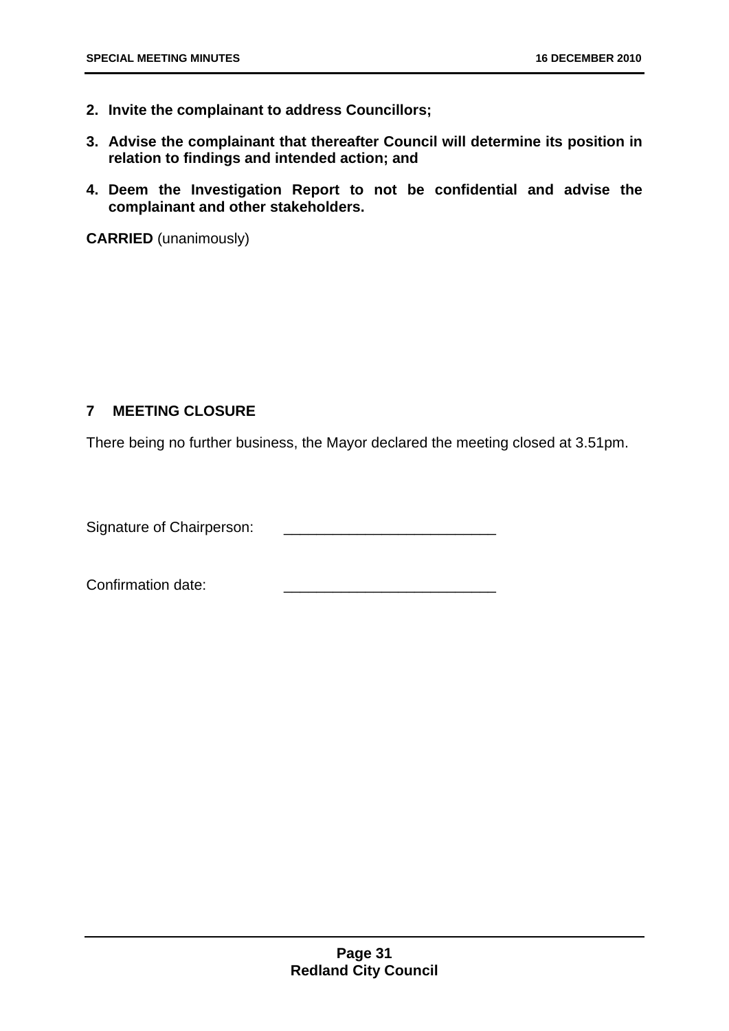2. **Invite the complainant to address Councillors;**
3. **Advise the complainant that thereafter Council will determine its position in relation to findings and intended action; and**
4. **Deem the Investigation Report to not be confidential and advise the complainant and other stakeholders.**

**CARRIED** (unanimously)

## 7 MEETING CLOSURE

There being no further business, the Mayor declared the meeting closed at 3.51pm.

Signature of Chairperson: __________________________

Confirmation date: __________________________